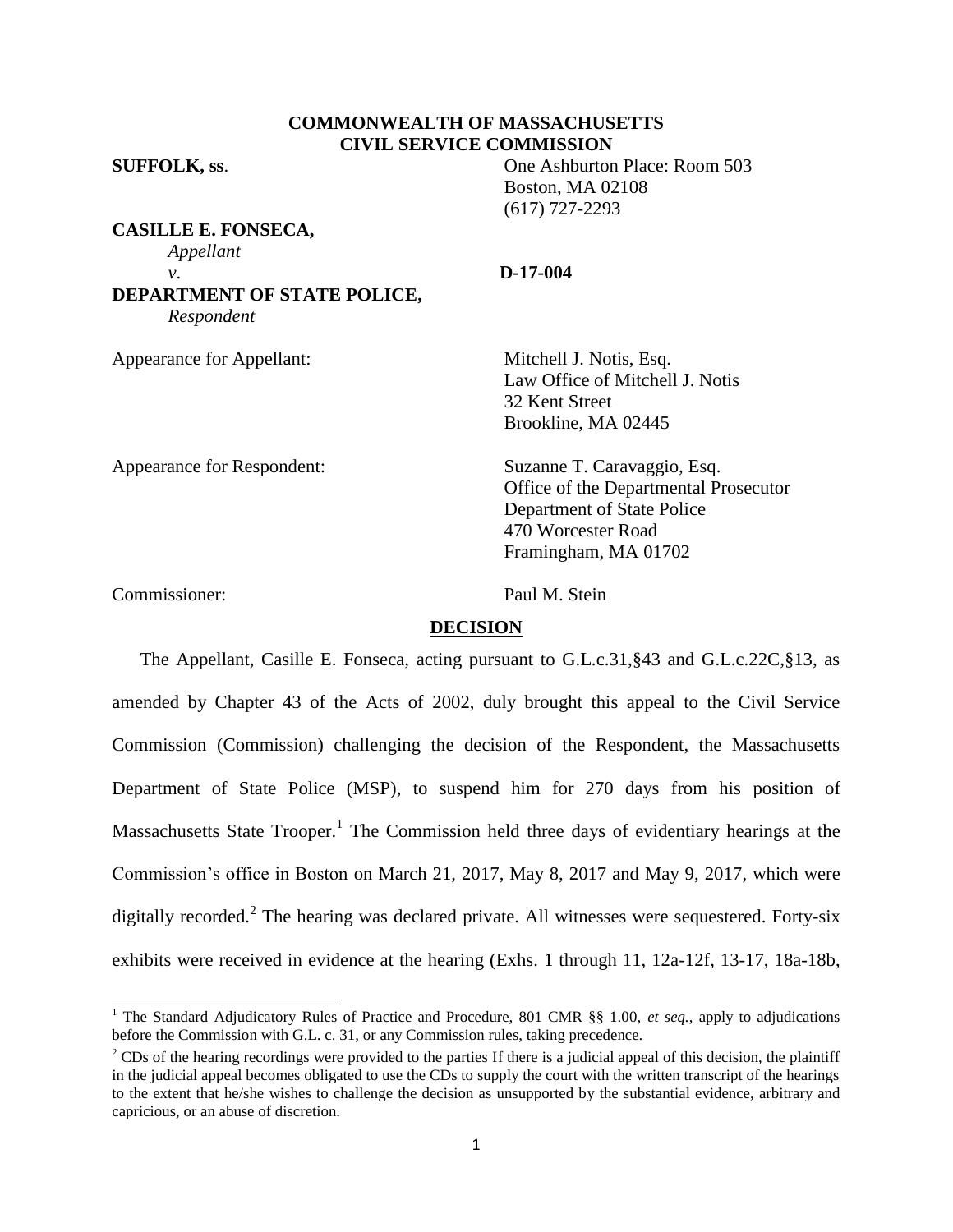**COMMONWEALTH OF MASSACHUSETTS**
**CIVIL SERVICE COMMISSION**

**SUFFOLK, ss**.

One Ashburton Place: Room 503
Boston, MA 02108
(617) 727-2293

**CASILLE E. FONSECA,**
*Appellant*

*v*. **D-17-004**

**DEPARTMENT OF STATE POLICE,**
*Respondent*

Appearance for Appellant: Mitchell J. Notis, Esq.
Law Office of Mitchell J. Notis
32 Kent Street
Brookline, MA 02445

Appearance for Respondent: Suzanne T. Caravaggio, Esq.
Office of the Departmental Prosecutor
Department of State Police
470 Worcester Road
Framingham, MA 01702

Commissioner: Paul M. Stein

## DECISION

The Appellant, Casille E. Fonseca, acting pursuant to G.L.c.31,§43 and G.L.c.22C,§13, as amended by Chapter 43 of the Acts of 2002, duly brought this appeal to the Civil Service Commission (Commission) challenging the decision of the Respondent, the Massachusetts Department of State Police (MSP), to suspend him for 270 days from his position of Massachusetts State Trooper.[1] The Commission held three days of evidentiary hearings at the Commission's office in Boston on March 21, 2017, May 8, 2017 and May 9, 2017, which were digitally recorded.[2] The hearing was declared private. All witnesses were sequestered. Forty-six exhibits were received in evidence at the hearing (Exhs. 1 through 11, 12a-12f, 13-17, 18a-18b,

---

[1] The Standard Adjudicatory Rules of Practice and Procedure, 801 CMR §§ 1.00, *et seq.*, apply to adjudications before the Commission with G.L. c. 31, or any Commission rules, taking precedence.

[2] CDs of the hearing recordings were provided to the parties If there is a judicial appeal of this decision, the plaintiff in the judicial appeal becomes obligated to use the CDs to supply the court with the written transcript of the hearings to the extent that he/she wishes to challenge the decision as unsupported by the substantial evidence, arbitrary and capricious, or an abuse of discretion.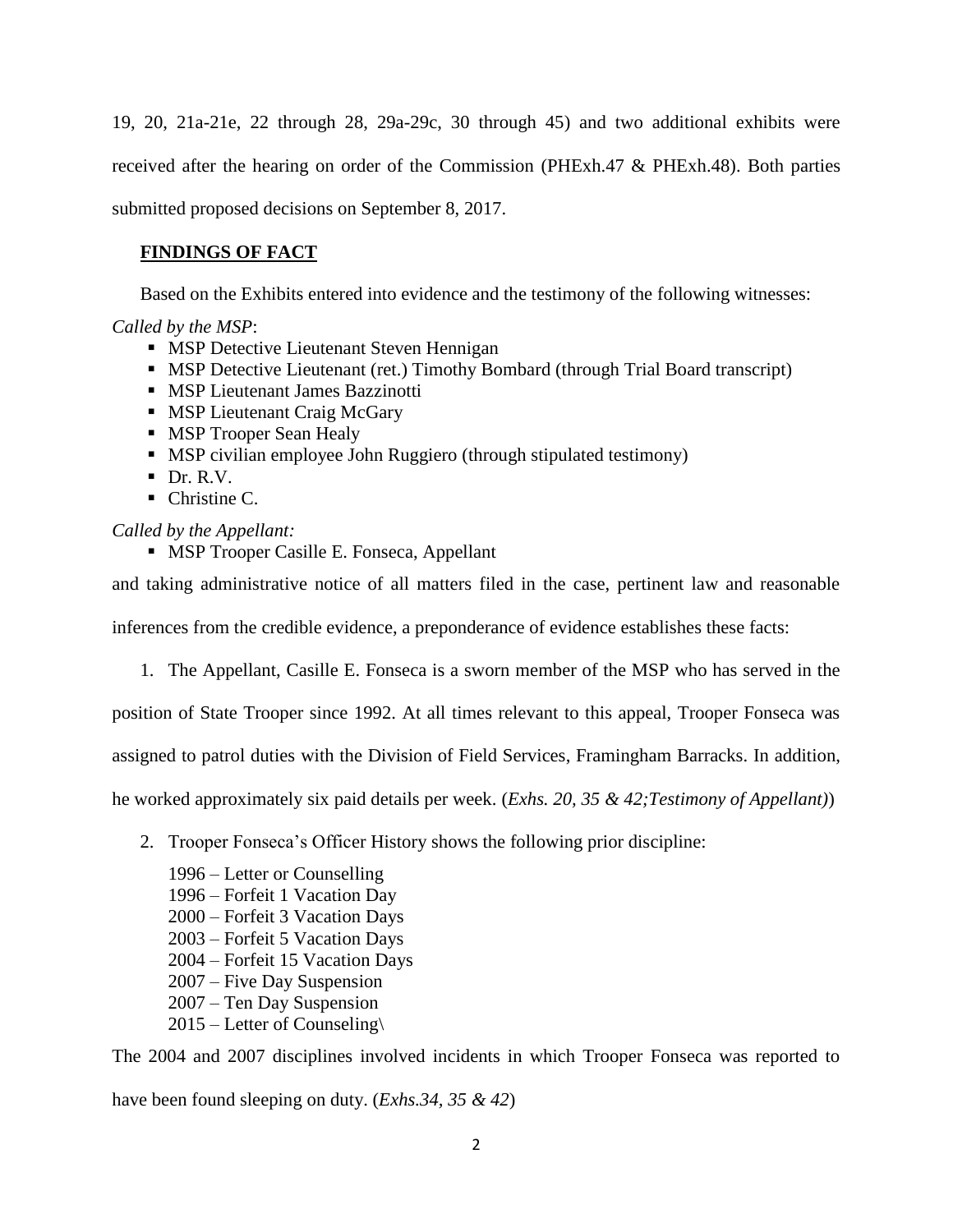19, 20, 21a-21e, 22 through 28, 29a-29c, 30 through 45) and two additional exhibits were received after the hearing on order of the Commission (PHExh.47 & PHExh.48). Both parties submitted proposed decisions on September 8, 2017.

## FINDINGS OF FACT

Based on the Exhibits entered into evidence and the testimony of the following witnesses:

*Called by the MSP*:

- MSP Detective Lieutenant Steven Hennigan
- MSP Detective Lieutenant (ret.) Timothy Bombard (through Trial Board transcript)
- MSP Lieutenant James Bazzinotti
- MSP Lieutenant Craig McGary
- MSP Trooper Sean Healy
- MSP civilian employee John Ruggiero (through stipulated testimony)
- Dr. R.V.
- Christine C.

*Called by the Appellant:*

- MSP Trooper Casille E. Fonseca, Appellant

and taking administrative notice of all matters filed in the case, pertinent law and reasonable inferences from the credible evidence, a preponderance of evidence establishes these facts:

1. The Appellant, Casille E. Fonseca is a sworn member of the MSP who has served in the position of State Trooper since 1992. At all times relevant to this appeal, Trooper Fonseca was assigned to patrol duties with the Division of Field Services, Framingham Barracks. In addition, he worked approximately six paid details per week. (*Exhs. 20, 35 & 42;Testimony of Appellant)*)

2. Trooper Fonseca's Officer History shows the following prior discipline:

   1996 – Letter or Counselling
   1996 – Forfeit 1 Vacation Day
   2000 – Forfeit 3 Vacation Days
   2003 – Forfeit 5 Vacation Days
   2004 – Forfeit 15 Vacation Days
   2007 – Five Day Suspension
   2007 – Ten Day Suspension
   2015 – Letter of Counseling\

The 2004 and 2007 disciplines involved incidents in which Trooper Fonseca was reported to have been found sleeping on duty. (*Exhs.34, 35 & 42*)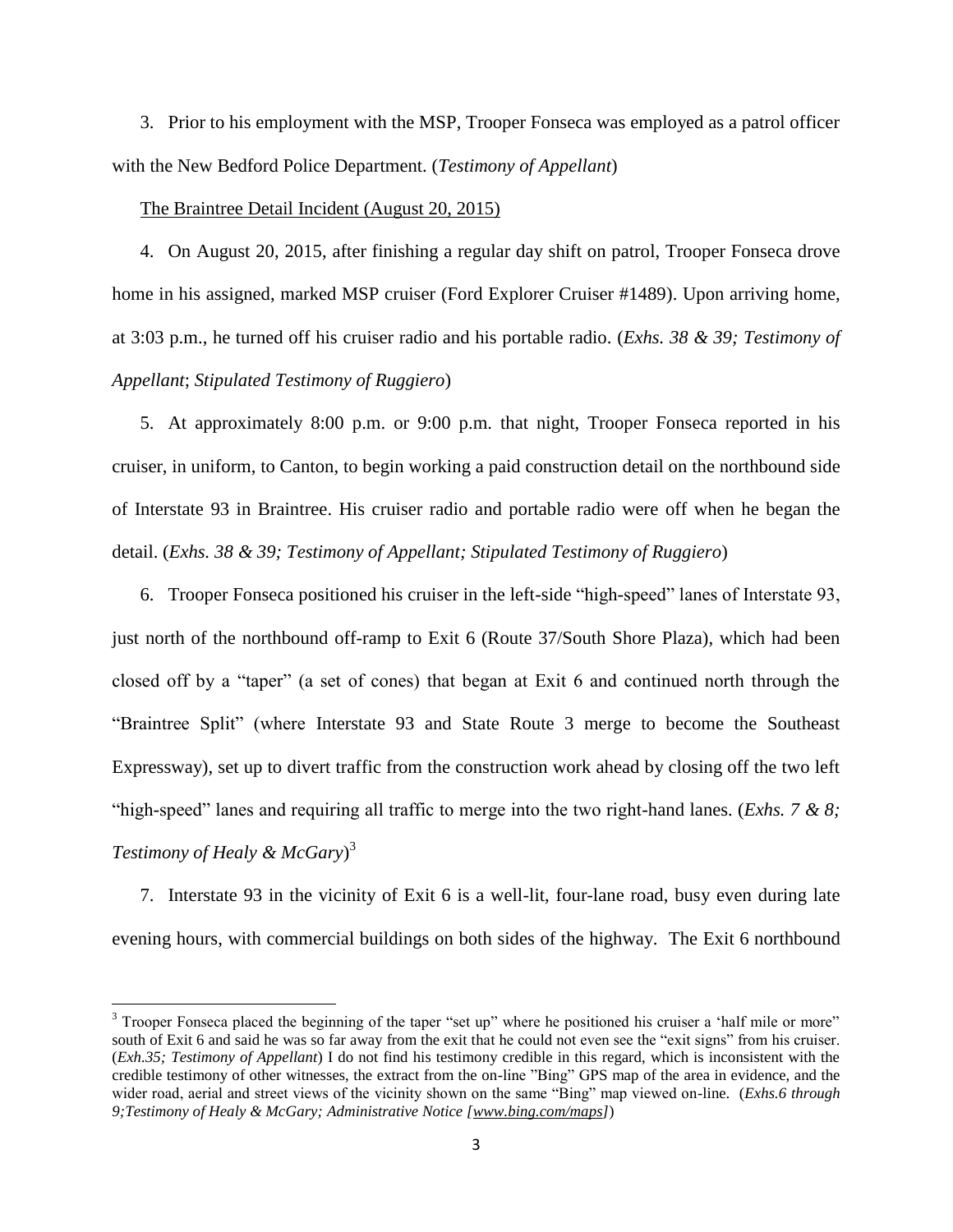3. Prior to his employment with the MSP, Trooper Fonseca was employed as a patrol officer with the New Bedford Police Department. (*Testimony of Appellant*)

The Braintree Detail Incident (August 20, 2015)

4. On August 20, 2015, after finishing a regular day shift on patrol, Trooper Fonseca drove home in his assigned, marked MSP cruiser (Ford Explorer Cruiser #1489). Upon arriving home, at 3:03 p.m., he turned off his cruiser radio and his portable radio. (*Exhs. 38 & 39; Testimony of Appellant*; *Stipulated Testimony of Ruggiero*)

5. At approximately 8:00 p.m. or 9:00 p.m. that night, Trooper Fonseca reported in his cruiser, in uniform, to Canton, to begin working a paid construction detail on the northbound side of Interstate 93 in Braintree. His cruiser radio and portable radio were off when he began the detail. (*Exhs. 38 & 39; Testimony of Appellant; Stipulated Testimony of Ruggiero*)

6. Trooper Fonseca positioned his cruiser in the left-side "high-speed" lanes of Interstate 93, just north of the northbound off-ramp to Exit 6 (Route 37/South Shore Plaza), which had been closed off by a "taper" (a set of cones) that began at Exit 6 and continued north through the "Braintree Split" (where Interstate 93 and State Route 3 merge to become the Southeast Expressway), set up to divert traffic from the construction work ahead by closing off the two left "high-speed" lanes and requiring all traffic to merge into the two right-hand lanes. (*Exhs. 7 & 8; Testimony of Healy & McGary*)[3]

7. Interstate 93 in the vicinity of Exit 6 is a well-lit, four-lane road, busy even during late evening hours, with commercial buildings on both sides of the highway. The Exit 6 northbound

---

[3] Trooper Fonseca placed the beginning of the taper "set up" where he positioned his cruiser a 'half mile or more" south of Exit 6 and said he was so far away from the exit that he could not even see the "exit signs" from his cruiser. (*Exh.35; Testimony of Appellant*) I do not find his testimony credible in this regard, which is inconsistent with the credible testimony of other witnesses, the extract from the on-line "Bing" GPS map of the area in evidence, and the wider road, aerial and street views of the vicinity shown on the same "Bing" map viewed on-line. (*Exhs.6 through 9;Testimony of Healy & McGary; Administrative Notice [www.bing.com/maps]*)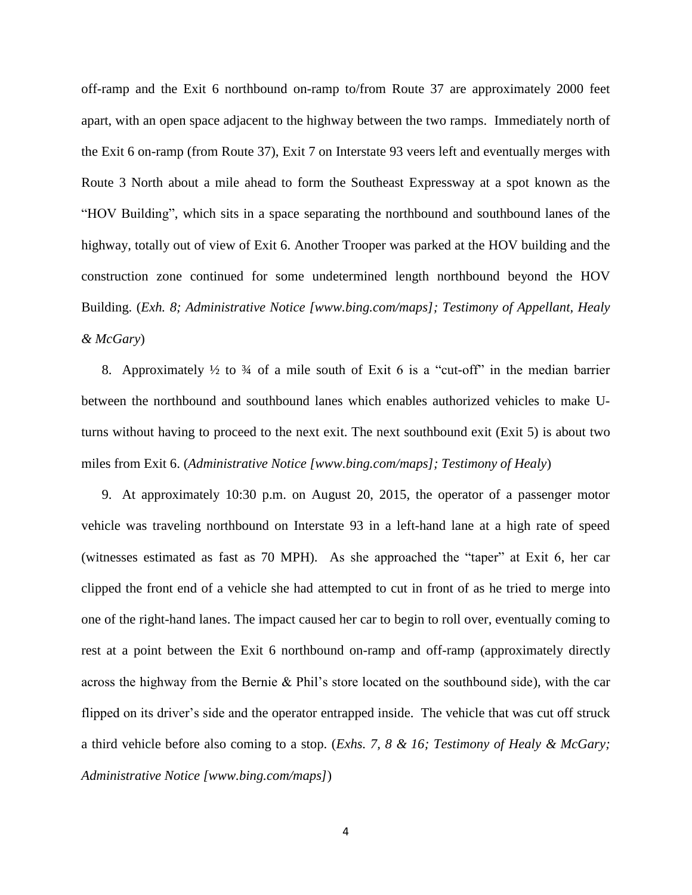off-ramp and the Exit 6 northbound on-ramp to/from Route 37 are approximately 2000 feet apart, with an open space adjacent to the highway between the two ramps. Immediately north of the Exit 6 on-ramp (from Route 37), Exit 7 on Interstate 93 veers left and eventually merges with Route 3 North about a mile ahead to form the Southeast Expressway at a spot known as the "HOV Building", which sits in a space separating the northbound and southbound lanes of the highway, totally out of view of Exit 6. Another Trooper was parked at the HOV building and the construction zone continued for some undetermined length northbound beyond the HOV Building. (*Exh. 8; Administrative Notice [www.bing.com/maps]; Testimony of Appellant, Healy & McGary*)

8. Approximately ½ to ¾ of a mile south of Exit 6 is a "cut-off" in the median barrier between the northbound and southbound lanes which enables authorized vehicles to make U-turns without having to proceed to the next exit. The next southbound exit (Exit 5) is about two miles from Exit 6. (*Administrative Notice [www.bing.com/maps]; Testimony of Healy*)

9. At approximately 10:30 p.m. on August 20, 2015, the operator of a passenger motor vehicle was traveling northbound on Interstate 93 in a left-hand lane at a high rate of speed (witnesses estimated as fast as 70 MPH). As she approached the "taper" at Exit 6, her car clipped the front end of a vehicle she had attempted to cut in front of as he tried to merge into one of the right-hand lanes. The impact caused her car to begin to roll over, eventually coming to rest at a point between the Exit 6 northbound on-ramp and off-ramp (approximately directly across the highway from the Bernie & Phil's store located on the southbound side), with the car flipped on its driver's side and the operator entrapped inside. The vehicle that was cut off struck a third vehicle before also coming to a stop. (*Exhs. 7, 8 & 16; Testimony of Healy & McGary; Administrative Notice [www.bing.com/maps]*)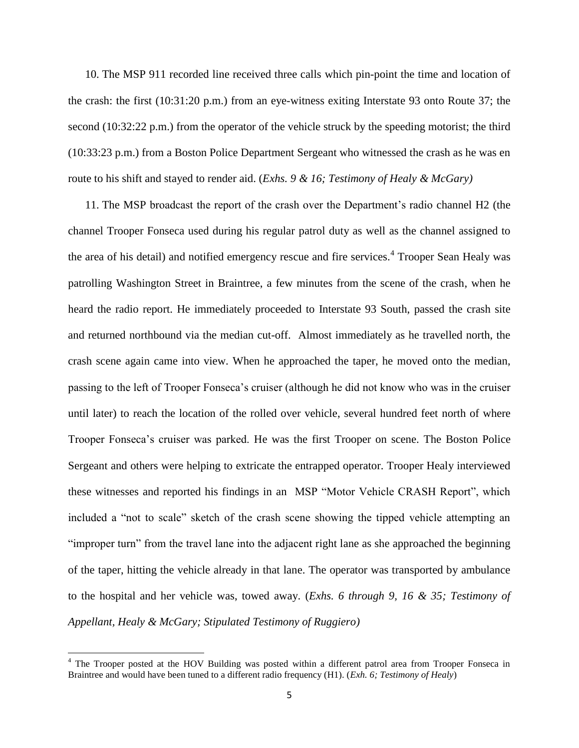10. The MSP 911 recorded line received three calls which pin-point the time and location of the crash: the first (10:31:20 p.m.) from an eye-witness exiting Interstate 93 onto Route 37; the second (10:32:22 p.m.) from the operator of the vehicle struck by the speeding motorist; the third (10:33:23 p.m.) from a Boston Police Department Sergeant who witnessed the crash as he was en route to his shift and stayed to render aid. (*Exhs. 9 & 16; Testimony of Healy & McGary)*

11. The MSP broadcast the report of the crash over the Department's radio channel H2 (the channel Trooper Fonseca used during his regular patrol duty as well as the channel assigned to the area of his detail) and notified emergency rescue and fire services.[4] Trooper Sean Healy was patrolling Washington Street in Braintree, a few minutes from the scene of the crash, when he heard the radio report. He immediately proceeded to Interstate 93 South, passed the crash site and returned northbound via the median cut-off. Almost immediately as he travelled north, the crash scene again came into view. When he approached the taper, he moved onto the median, passing to the left of Trooper Fonseca's cruiser (although he did not know who was in the cruiser until later) to reach the location of the rolled over vehicle, several hundred feet north of where Trooper Fonseca's cruiser was parked. He was the first Trooper on scene. The Boston Police Sergeant and others were helping to extricate the entrapped operator. Trooper Healy interviewed these witnesses and reported his findings in an MSP "Motor Vehicle CRASH Report", which included a "not to scale" sketch of the crash scene showing the tipped vehicle attempting an "improper turn" from the travel lane into the adjacent right lane as she approached the beginning of the taper, hitting the vehicle already in that lane. The operator was transported by ambulance to the hospital and her vehicle was, towed away. (*Exhs. 6 through 9, 16 & 35; Testimony of Appellant, Healy & McGary; Stipulated Testimony of Ruggiero)*

---

[4] The Trooper posted at the HOV Building was posted within a different patrol area from Trooper Fonseca in Braintree and would have been tuned to a different radio frequency (H1). (*Exh. 6; Testimony of Healy*)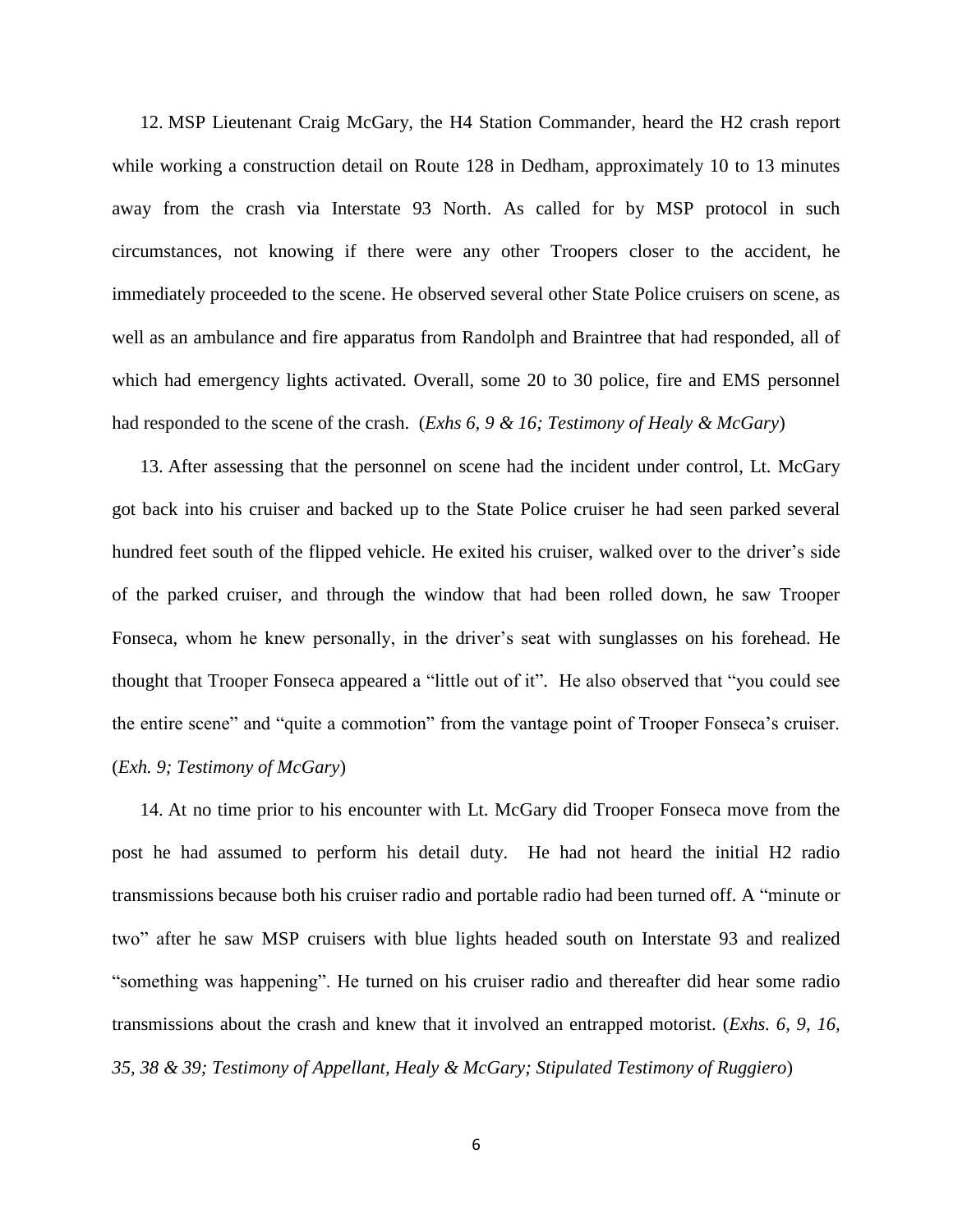12. MSP Lieutenant Craig McGary, the H4 Station Commander, heard the H2 crash report while working a construction detail on Route 128 in Dedham, approximately 10 to 13 minutes away from the crash via Interstate 93 North. As called for by MSP protocol in such circumstances, not knowing if there were any other Troopers closer to the accident, he immediately proceeded to the scene. He observed several other State Police cruisers on scene, as well as an ambulance and fire apparatus from Randolph and Braintree that had responded, all of which had emergency lights activated. Overall, some 20 to 30 police, fire and EMS personnel had responded to the scene of the crash. (*Exhs 6, 9 & 16; Testimony of Healy & McGary*)

13. After assessing that the personnel on scene had the incident under control, Lt. McGary got back into his cruiser and backed up to the State Police cruiser he had seen parked several hundred feet south of the flipped vehicle. He exited his cruiser, walked over to the driver's side of the parked cruiser, and through the window that had been rolled down, he saw Trooper Fonseca, whom he knew personally, in the driver's seat with sunglasses on his forehead. He thought that Trooper Fonseca appeared a "little out of it". He also observed that "you could see the entire scene" and "quite a commotion" from the vantage point of Trooper Fonseca's cruiser. (*Exh. 9; Testimony of McGary*)

14. At no time prior to his encounter with Lt. McGary did Trooper Fonseca move from the post he had assumed to perform his detail duty. He had not heard the initial H2 radio transmissions because both his cruiser radio and portable radio had been turned off. A "minute or two" after he saw MSP cruisers with blue lights headed south on Interstate 93 and realized "something was happening". He turned on his cruiser radio and thereafter did hear some radio transmissions about the crash and knew that it involved an entrapped motorist. (*Exhs. 6, 9, 16, 35, 38 & 39; Testimony of Appellant, Healy & McGary; Stipulated Testimony of Ruggiero*)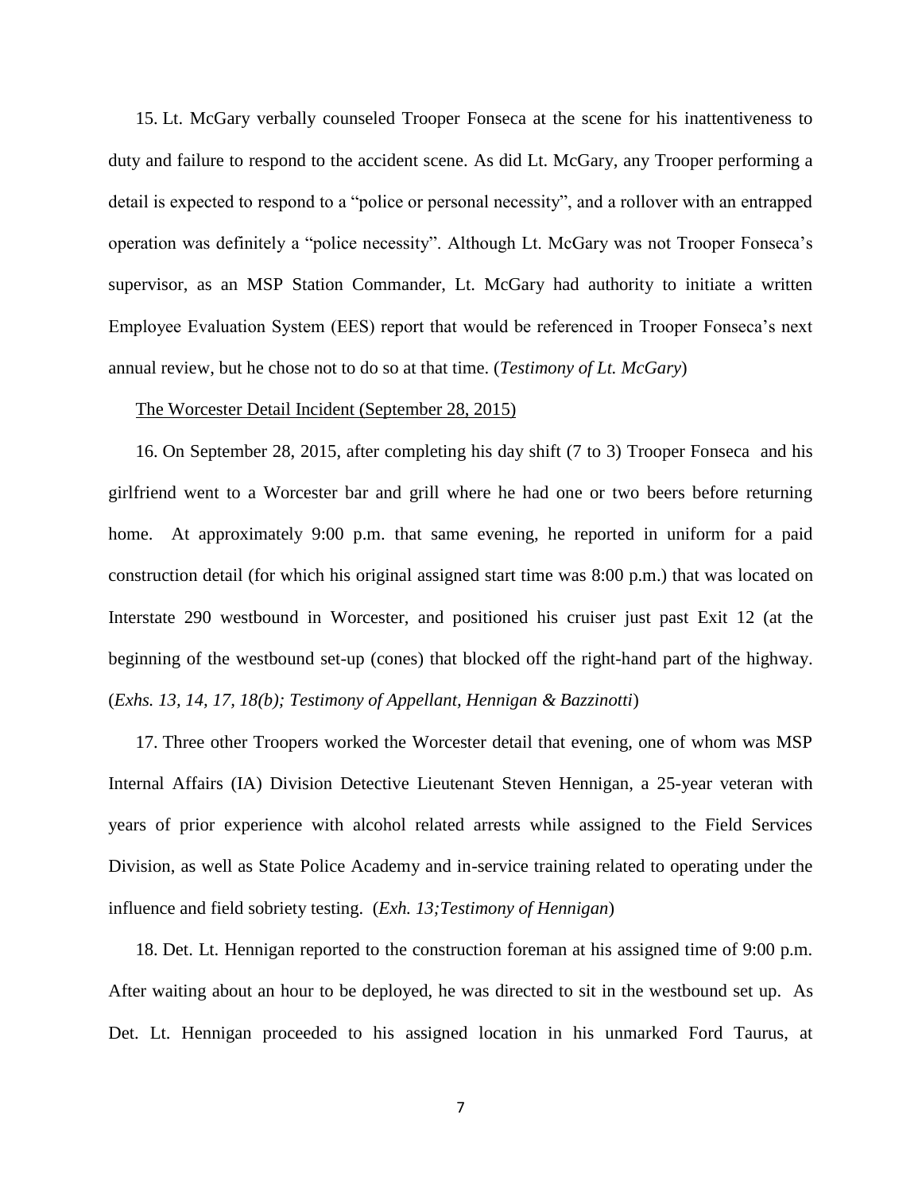15. Lt. McGary verbally counseled Trooper Fonseca at the scene for his inattentiveness to duty and failure to respond to the accident scene. As did Lt. McGary, any Trooper performing a detail is expected to respond to a "police or personal necessity", and a rollover with an entrapped operation was definitely a "police necessity". Although Lt. McGary was not Trooper Fonseca's supervisor, as an MSP Station Commander, Lt. McGary had authority to initiate a written Employee Evaluation System (EES) report that would be referenced in Trooper Fonseca's next annual review, but he chose not to do so at that time. (*Testimony of Lt. McGary*)

<u>The Worcester Detail Incident (September 28, 2015)</u>

16. On September 28, 2015, after completing his day shift (7 to 3) Trooper Fonseca and his girlfriend went to a Worcester bar and grill where he had one or two beers before returning home. At approximately 9:00 p.m. that same evening, he reported in uniform for a paid construction detail (for which his original assigned start time was 8:00 p.m.) that was located on Interstate 290 westbound in Worcester, and positioned his cruiser just past Exit 12 (at the beginning of the westbound set-up (cones) that blocked off the right-hand part of the highway. (*Exhs. 13, 14, 17, 18(b); Testimony of Appellant, Hennigan & Bazzinotti*)

17. Three other Troopers worked the Worcester detail that evening, one of whom was MSP Internal Affairs (IA) Division Detective Lieutenant Steven Hennigan, a 25-year veteran with years of prior experience with alcohol related arrests while assigned to the Field Services Division, as well as State Police Academy and in-service training related to operating under the influence and field sobriety testing. (*Exh. 13;Testimony of Hennigan*)

18. Det. Lt. Hennigan reported to the construction foreman at his assigned time of 9:00 p.m. After waiting about an hour to be deployed, he was directed to sit in the westbound set up. As Det. Lt. Hennigan proceeded to his assigned location in his unmarked Ford Taurus, at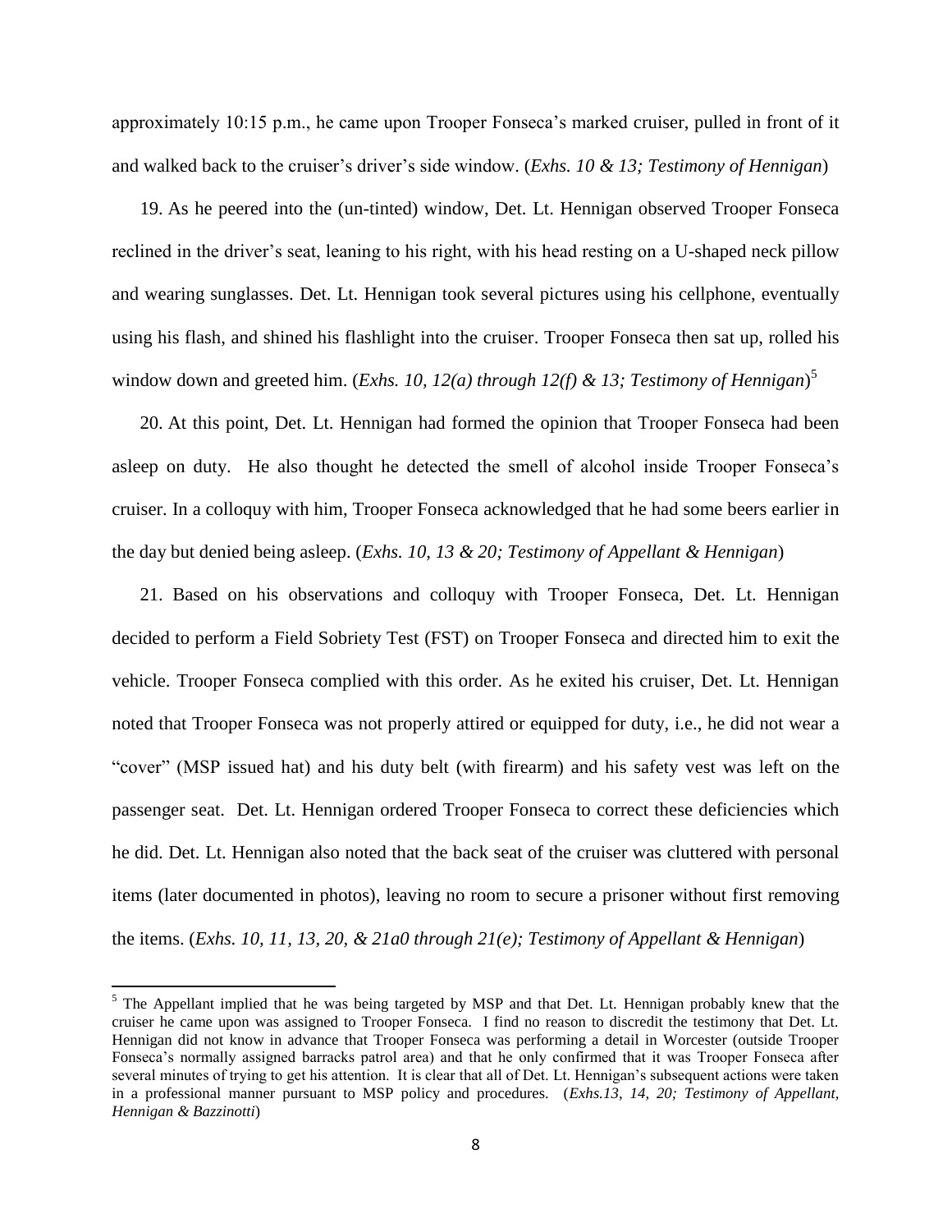approximately 10:15 p.m., he came upon Trooper Fonseca's marked cruiser, pulled in front of it and walked back to the cruiser's driver's side window. (*Exhs. 10 & 13; Testimony of Hennigan*)

19. As he peered into the (un-tinted) window, Det. Lt. Hennigan observed Trooper Fonseca reclined in the driver's seat, leaning to his right, with his head resting on a U-shaped neck pillow and wearing sunglasses. Det. Lt. Hennigan took several pictures using his cellphone, eventually using his flash, and shined his flashlight into the cruiser. Trooper Fonseca then sat up, rolled his window down and greeted him. (*Exhs. 10, 12(a) through 12(f) & 13; Testimony of Hennigan*)[5]

20. At this point, Det. Lt. Hennigan had formed the opinion that Trooper Fonseca had been asleep on duty. He also thought he detected the smell of alcohol inside Trooper Fonseca's cruiser. In a colloquy with him, Trooper Fonseca acknowledged that he had some beers earlier in the day but denied being asleep. (*Exhs. 10, 13 & 20; Testimony of Appellant & Hennigan*)

21. Based on his observations and colloquy with Trooper Fonseca, Det. Lt. Hennigan decided to perform a Field Sobriety Test (FST) on Trooper Fonseca and directed him to exit the vehicle. Trooper Fonseca complied with this order. As he exited his cruiser, Det. Lt. Hennigan noted that Trooper Fonseca was not properly attired or equipped for duty, i.e., he did not wear a "cover" (MSP issued hat) and his duty belt (with firearm) and his safety vest was left on the passenger seat. Det. Lt. Hennigan ordered Trooper Fonseca to correct these deficiencies which he did. Det. Lt. Hennigan also noted that the back seat of the cruiser was cluttered with personal items (later documented in photos), leaving no room to secure a prisoner without first removing the items. (*Exhs. 10, 11, 13, 20, & 21a0 through 21(e); Testimony of Appellant & Hennigan*)

---

[5] The Appellant implied that he was being targeted by MSP and that Det. Lt. Hennigan probably knew that the cruiser he came upon was assigned to Trooper Fonseca. I find no reason to discredit the testimony that Det. Lt. Hennigan did not know in advance that Trooper Fonseca was performing a detail in Worcester (outside Trooper Fonseca's normally assigned barracks patrol area) and that he only confirmed that it was Trooper Fonseca after several minutes of trying to get his attention. It is clear that all of Det. Lt. Hennigan's subsequent actions were taken in a professional manner pursuant to MSP policy and procedures. (*Exhs.13, 14, 20; Testimony of Appellant, Hennigan & Bazzinotti*)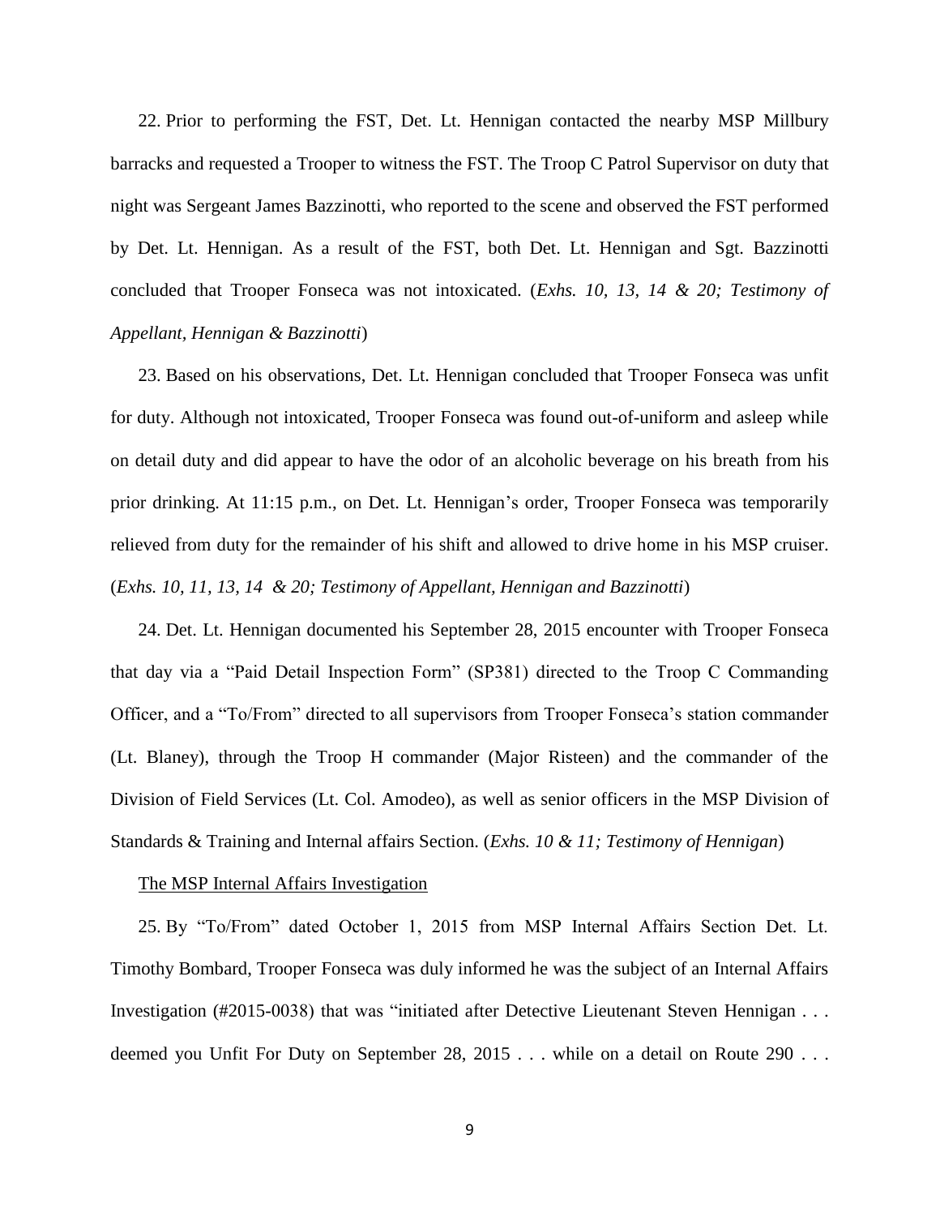22. Prior to performing the FST, Det. Lt. Hennigan contacted the nearby MSP Millbury barracks and requested a Trooper to witness the FST. The Troop C Patrol Supervisor on duty that night was Sergeant James Bazzinotti, who reported to the scene and observed the FST performed by Det. Lt. Hennigan. As a result of the FST, both Det. Lt. Hennigan and Sgt. Bazzinotti concluded that Trooper Fonseca was not intoxicated. (*Exhs. 10, 13, 14 & 20; Testimony of Appellant, Hennigan & Bazzinotti*)

23. Based on his observations, Det. Lt. Hennigan concluded that Trooper Fonseca was unfit for duty. Although not intoxicated, Trooper Fonseca was found out-of-uniform and asleep while on detail duty and did appear to have the odor of an alcoholic beverage on his breath from his prior drinking. At 11:15 p.m., on Det. Lt. Hennigan's order, Trooper Fonseca was temporarily relieved from duty for the remainder of his shift and allowed to drive home in his MSP cruiser. (*Exhs. 10, 11, 13, 14 & 20; Testimony of Appellant, Hennigan and Bazzinotti*)

24. Det. Lt. Hennigan documented his September 28, 2015 encounter with Trooper Fonseca that day via a "Paid Detail Inspection Form" (SP381) directed to the Troop C Commanding Officer, and a "To/From" directed to all supervisors from Trooper Fonseca's station commander (Lt. Blaney), through the Troop H commander (Major Risteen) and the commander of the Division of Field Services (Lt. Col. Amodeo), as well as senior officers in the MSP Division of Standards & Training and Internal affairs Section. (*Exhs. 10 & 11; Testimony of Hennigan*)

The MSP Internal Affairs Investigation

25. By "To/From" dated October 1, 2015 from MSP Internal Affairs Section Det. Lt. Timothy Bombard, Trooper Fonseca was duly informed he was the subject of an Internal Affairs Investigation (#2015-0038) that was "initiated after Detective Lieutenant Steven Hennigan . . . deemed you Unfit For Duty on September 28, 2015 . . . while on a detail on Route 290 . . .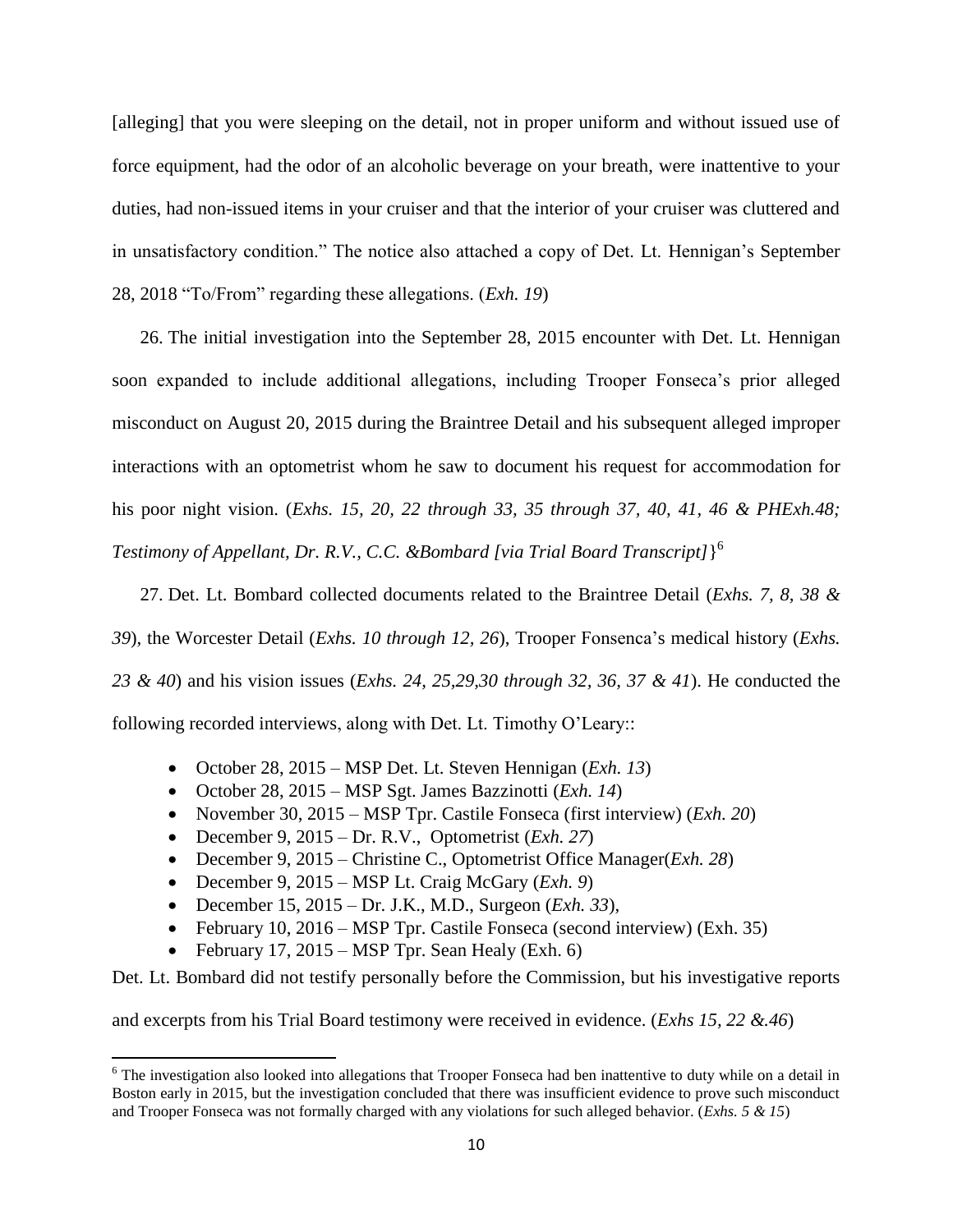[alleging] that you were sleeping on the detail, not in proper uniform and without issued use of force equipment, had the odor of an alcoholic beverage on your breath, were inattentive to your duties, had non-issued items in your cruiser and that the interior of your cruiser was cluttered and in unsatisfactory condition." The notice also attached a copy of Det. Lt. Hennigan's September 28, 2018 "To/From" regarding these allegations. (*Exh. 19*)

26. The initial investigation into the September 28, 2015 encounter with Det. Lt. Hennigan soon expanded to include additional allegations, including Trooper Fonseca's prior alleged misconduct on August 20, 2015 during the Braintree Detail and his subsequent alleged improper interactions with an optometrist whom he saw to document his request for accommodation for his poor night vision. (*Exhs. 15, 20, 22 through 33, 35 through 37, 40, 41, 46 & PHExh.48; Testimony of Appellant, Dr. R.V., C.C. &Bombard [via Trial Board Transcript]*}[6]

27. Det. Lt. Bombard collected documents related to the Braintree Detail (*Exhs. 7, 8, 38 & 39*), the Worcester Detail (*Exhs. 10 through 12, 26*), Trooper Fonsenca's medical history (*Exhs. 23 & 40*) and his vision issues (*Exhs. 24, 25,29,30 through 32, 36, 37 & 41*). He conducted the following recorded interviews, along with Det. Lt. Timothy O'Leary::

- October 28, 2015 – MSP Det. Lt. Steven Hennigan (*Exh. 13*)
- October 28, 2015 – MSP Sgt. James Bazzinotti (*Exh. 14*)
- November 30, 2015 – MSP Tpr. Castile Fonseca (first interview) (*Exh. 20*)
- December 9, 2015 – Dr. R.V., Optometrist (*Exh. 27*)
- December 9, 2015 – Christine C., Optometrist Office Manager(*Exh. 28*)
- December 9, 2015 – MSP Lt. Craig McGary (*Exh. 9*)
- December 15, 2015 – Dr. J.K., M.D., Surgeon (*Exh. 33*),
- February 10, 2016 – MSP Tpr. Castile Fonseca (second interview) (Exh. 35)
- February 17, 2015 – MSP Tpr. Sean Healy (Exh. 6)

Det. Lt. Bombard did not testify personally before the Commission, but his investigative reports and excerpts from his Trial Board testimony were received in evidence. (*Exhs 15, 22 &.46*)

---

[6] The investigation also looked into allegations that Trooper Fonseca had ben inattentive to duty while on a detail in Boston early in 2015, but the investigation concluded that there was insufficient evidence to prove such misconduct and Trooper Fonseca was not formally charged with any violations for such alleged behavior. (*Exhs. 5 & 15*)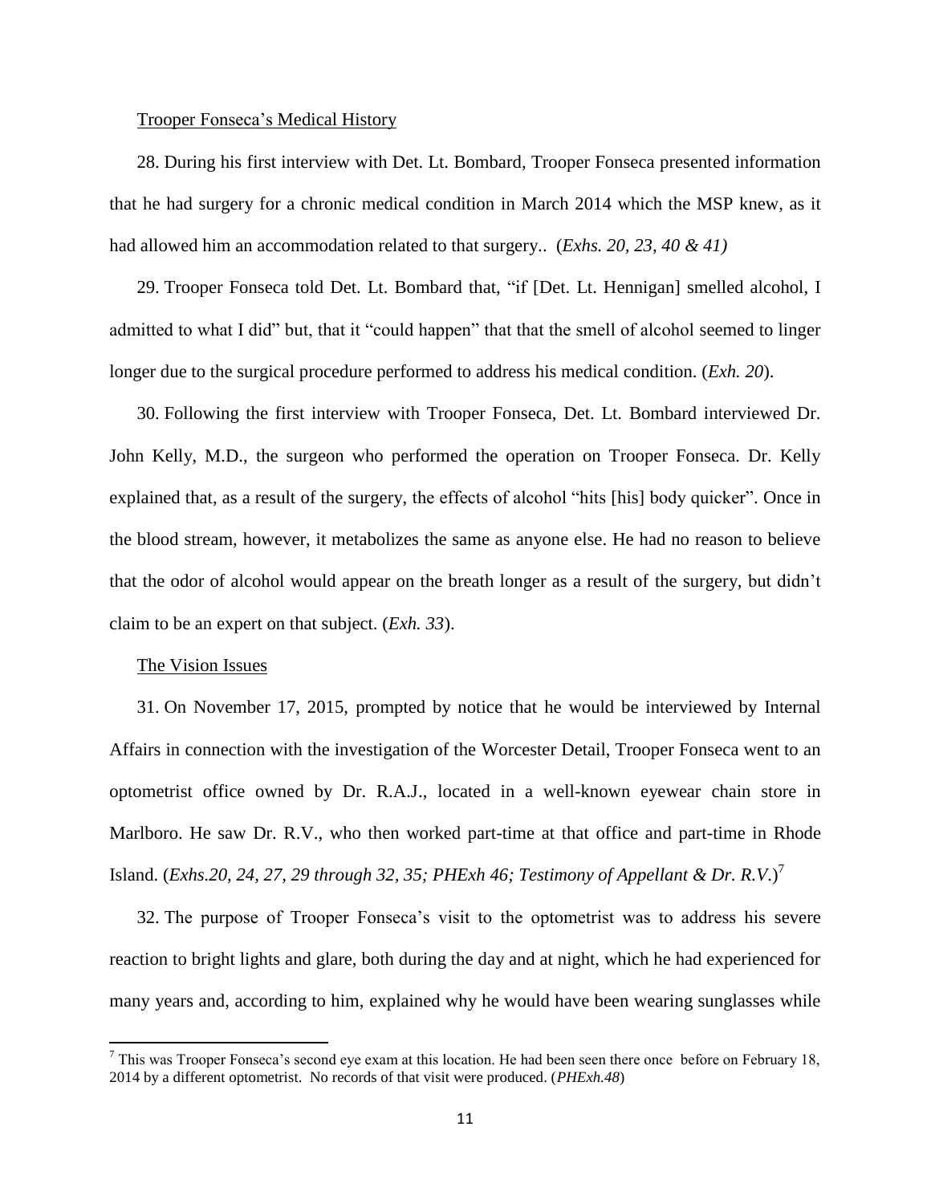Trooper Fonseca's Medical History

28. During his first interview with Det. Lt. Bombard, Trooper Fonseca presented information that he had surgery for a chronic medical condition in March 2014 which the MSP knew, as it had allowed him an accommodation related to that surgery.. (*Exhs. 20, 23, 40 & 41)*

29. Trooper Fonseca told Det. Lt. Bombard that, "if [Det. Lt. Hennigan] smelled alcohol, I admitted to what I did" but, that it "could happen" that that the smell of alcohol seemed to linger longer due to the surgical procedure performed to address his medical condition. (*Exh. 20*).

30. Following the first interview with Trooper Fonseca, Det. Lt. Bombard interviewed Dr. John Kelly, M.D., the surgeon who performed the operation on Trooper Fonseca. Dr. Kelly explained that, as a result of the surgery, the effects of alcohol "hits [his] body quicker". Once in the blood stream, however, it metabolizes the same as anyone else. He had no reason to believe that the odor of alcohol would appear on the breath longer as a result of the surgery, but didn't claim to be an expert on that subject. (*Exh. 33*).

The Vision Issues

31. On November 17, 2015, prompted by notice that he would be interviewed by Internal Affairs in connection with the investigation of the Worcester Detail, Trooper Fonseca went to an optometrist office owned by Dr. R.A.J., located in a well-known eyewear chain store in Marlboro. He saw Dr. R.V., who then worked part-time at that office and part-time in Rhode Island. (*Exhs.20, 24, 27, 29 through 32, 35; PHExh 46; Testimony of Appellant & Dr. R.V.*)[7]

32. The purpose of Trooper Fonseca's visit to the optometrist was to address his severe reaction to bright lights and glare, both during the day and at night, which he had experienced for many years and, according to him, explained why he would have been wearing sunglasses while

[7] This was Trooper Fonseca's second eye exam at this location. He had been seen there once before on February 18, 2014 by a different optometrist. No records of that visit were produced. (*PHExh.48*)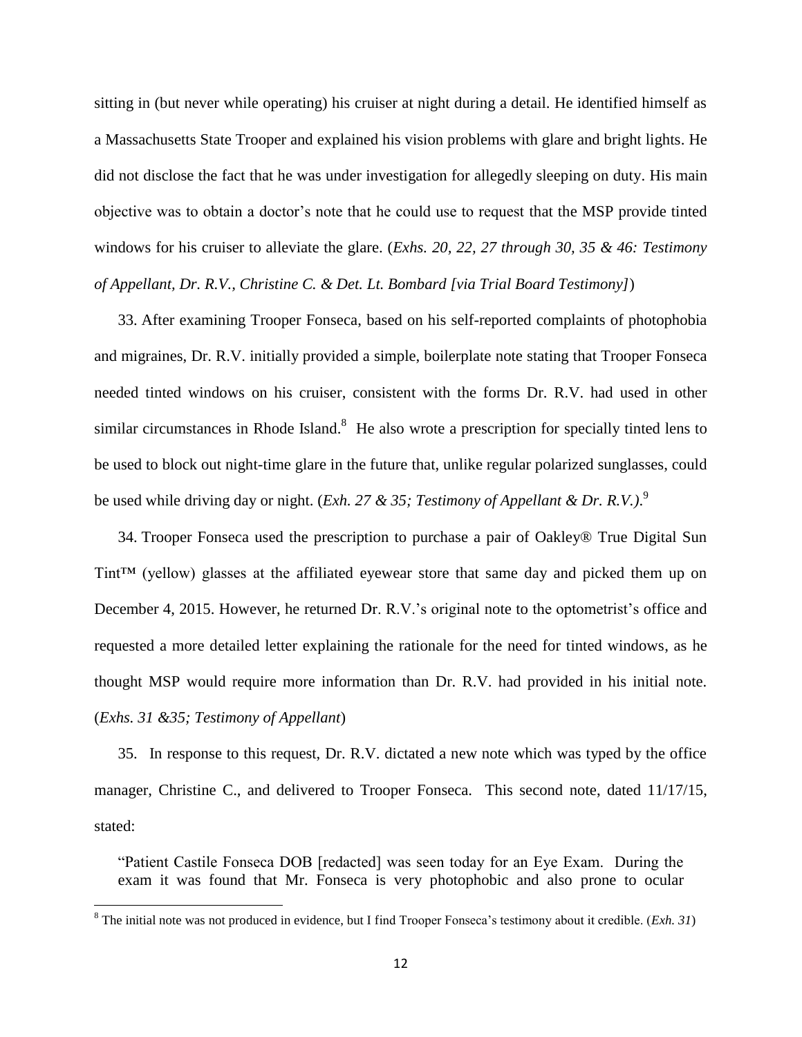sitting in (but never while operating) his cruiser at night during a detail. He identified himself as a Massachusetts State Trooper and explained his vision problems with glare and bright lights. He did not disclose the fact that he was under investigation for allegedly sleeping on duty. His main objective was to obtain a doctor's note that he could use to request that the MSP provide tinted windows for his cruiser to alleviate the glare. (*Exhs. 20, 22, 27 through 30, 35 & 46: Testimony of Appellant, Dr. R.V., Christine C. & Det. Lt. Bombard [via Trial Board Testimony]*)

33. After examining Trooper Fonseca, based on his self-reported complaints of photophobia and migraines, Dr. R.V. initially provided a simple, boilerplate note stating that Trooper Fonseca needed tinted windows on his cruiser, consistent with the forms Dr. R.V. had used in other similar circumstances in Rhode Island.[8] He also wrote a prescription for specially tinted lens to be used to block out night-time glare in the future that, unlike regular polarized sunglasses, could be used while driving day or night. (*Exh. 27 & 35; Testimony of Appellant & Dr. R.V.)*.[9]

34. Trooper Fonseca used the prescription to purchase a pair of Oakley® True Digital Sun Tint™ (yellow) glasses at the affiliated eyewear store that same day and picked them up on December 4, 2015. However, he returned Dr. R.V.'s original note to the optometrist's office and requested a more detailed letter explaining the rationale for the need for tinted windows, as he thought MSP would require more information than Dr. R.V. had provided in his initial note. (*Exhs. 31 &35; Testimony of Appellant*)

35. In response to this request, Dr. R.V. dictated a new note which was typed by the office manager, Christine C., and delivered to Trooper Fonseca. This second note, dated 11/17/15, stated:

> "Patient Castile Fonseca DOB [redacted] was seen today for an Eye Exam. During the exam it was found that Mr. Fonseca is very photophobic and also prone to ocular

---

[8] The initial note was not produced in evidence, but I find Trooper Fonseca's testimony about it credible. (*Exh. 31*)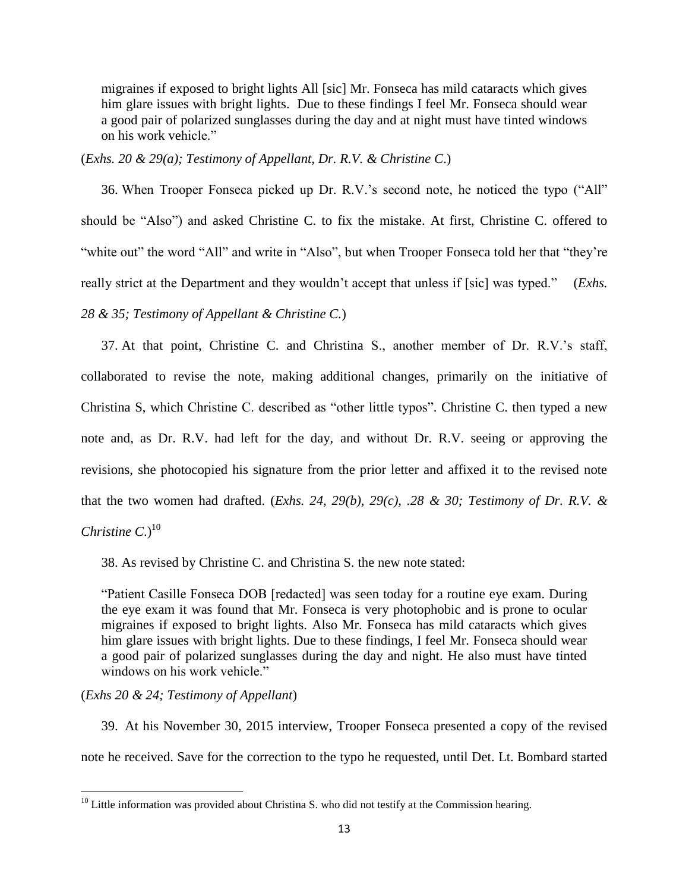migraines if exposed to bright lights All [sic] Mr. Fonseca has mild cataracts which gives him glare issues with bright lights. Due to these findings I feel Mr. Fonseca should wear a good pair of polarized sunglasses during the day and at night must have tinted windows on his work vehicle."

(*Exhs. 20 & 29(a); Testimony of Appellant, Dr. R.V. & Christine C.*)

36. When Trooper Fonseca picked up Dr. R.V.'s second note, he noticed the typo ("All" should be "Also") and asked Christine C. to fix the mistake. At first, Christine C. offered to "white out" the word "All" and write in "Also", but when Trooper Fonseca told her that "they're really strict at the Department and they wouldn't accept that unless if [sic] was typed." (*Exhs. 28 & 35; Testimony of Appellant & Christine C.*)

37. At that point, Christine C. and Christina S., another member of Dr. R.V.'s staff, collaborated to revise the note, making additional changes, primarily on the initiative of Christina S, which Christine C. described as "other little typos". Christine C. then typed a new note and, as Dr. R.V. had left for the day, and without Dr. R.V. seeing or approving the revisions, she photocopied his signature from the prior letter and affixed it to the revised note that the two women had drafted. (*Exhs. 24, 29(b), 29(c), .28 & 30; Testimony of Dr. R.V. & Christine C.*)[10]

38. As revised by Christine C. and Christina S. the new note stated:

> "Patient Casille Fonseca DOB [redacted] was seen today for a routine eye exam. During the eye exam it was found that Mr. Fonseca is very photophobic and is prone to ocular migraines if exposed to bright lights. Also Mr. Fonseca has mild cataracts which gives him glare issues with bright lights. Due to these findings, I feel Mr. Fonseca should wear a good pair of polarized sunglasses during the day and night. He also must have tinted windows on his work vehicle."

(*Exhs 20 & 24; Testimony of Appellant*)

39. At his November 30, 2015 interview, Trooper Fonseca presented a copy of the revised note he received. Save for the correction to the typo he requested, until Det. Lt. Bombard started

---

[10] Little information was provided about Christina S. who did not testify at the Commission hearing.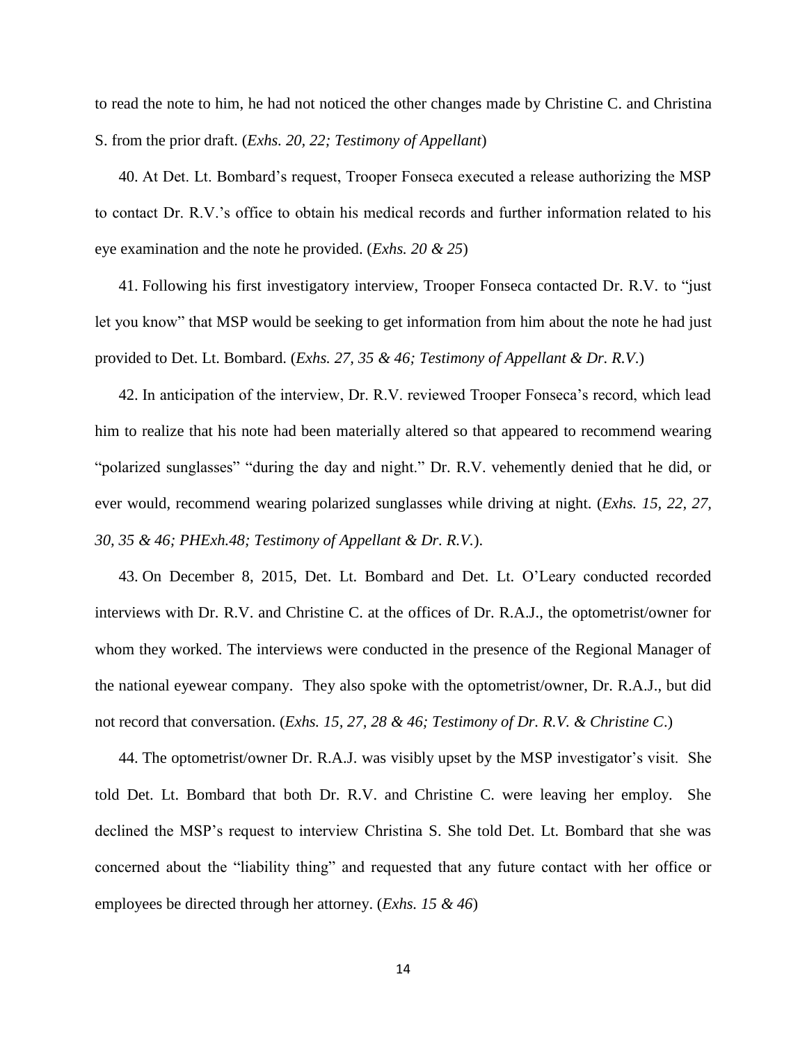to read the note to him, he had not noticed the other changes made by Christine C. and Christina S. from the prior draft. (*Exhs. 20, 22; Testimony of Appellant*)

40. At Det. Lt. Bombard's request, Trooper Fonseca executed a release authorizing the MSP to contact Dr. R.V.'s office to obtain his medical records and further information related to his eye examination and the note he provided. (*Exhs. 20 & 25*)

41. Following his first investigatory interview, Trooper Fonseca contacted Dr. R.V. to "just let you know" that MSP would be seeking to get information from him about the note he had just provided to Det. Lt. Bombard. (*Exhs. 27, 35 & 46; Testimony of Appellant & Dr. R.V.*)

42. In anticipation of the interview, Dr. R.V. reviewed Trooper Fonseca's record, which lead him to realize that his note had been materially altered so that appeared to recommend wearing "polarized sunglasses" "during the day and night." Dr. R.V. vehemently denied that he did, or ever would, recommend wearing polarized sunglasses while driving at night. (*Exhs. 15, 22, 27, 30, 35 & 46; PHExh.48; Testimony of Appellant & Dr. R.V.*).

43. On December 8, 2015, Det. Lt. Bombard and Det. Lt. O'Leary conducted recorded interviews with Dr. R.V. and Christine C. at the offices of Dr. R.A.J., the optometrist/owner for whom they worked. The interviews were conducted in the presence of the Regional Manager of the national eyewear company. They also spoke with the optometrist/owner, Dr. R.A.J., but did not record that conversation. (*Exhs. 15, 27, 28 & 46; Testimony of Dr. R.V. & Christine C.*)

44. The optometrist/owner Dr. R.A.J. was visibly upset by the MSP investigator's visit. She told Det. Lt. Bombard that both Dr. R.V. and Christine C. were leaving her employ. She declined the MSP's request to interview Christina S. She told Det. Lt. Bombard that she was concerned about the "liability thing" and requested that any future contact with her office or employees be directed through her attorney. (*Exhs. 15 & 46*)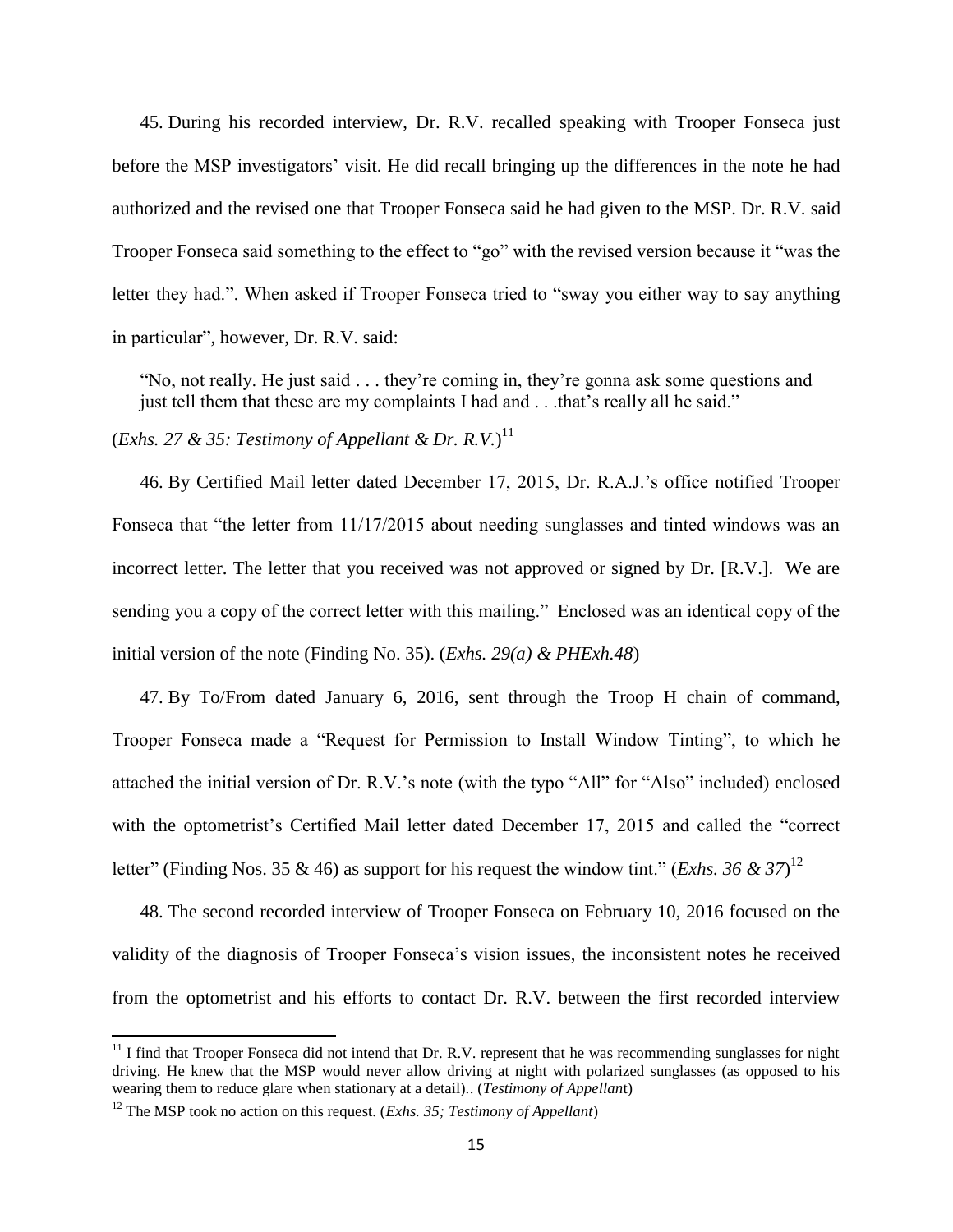45. During his recorded interview, Dr. R.V. recalled speaking with Trooper Fonseca just before the MSP investigators' visit. He did recall bringing up the differences in the note he had authorized and the revised one that Trooper Fonseca said he had given to the MSP. Dr. R.V. said Trooper Fonseca said something to the effect to "go" with the revised version because it "was the letter they had.". When asked if Trooper Fonseca tried to "sway you either way to say anything in particular", however, Dr. R.V. said:

> "No, not really. He just said . . . they're coming in, they're gonna ask some questions and just tell them that these are my complaints I had and . . .that's really all he said."

(*Exhs. 27 & 35: Testimony of Appellant & Dr. R.V.*)[11]

46. By Certified Mail letter dated December 17, 2015, Dr. R.A.J.'s office notified Trooper Fonseca that "the letter from 11/17/2015 about needing sunglasses and tinted windows was an incorrect letter. The letter that you received was not approved or signed by Dr. [R.V.]. We are sending you a copy of the correct letter with this mailing." Enclosed was an identical copy of the initial version of the note (Finding No. 35). (*Exhs. 29(a) & PHExh.48*)

47. By To/From dated January 6, 2016, sent through the Troop H chain of command, Trooper Fonseca made a "Request for Permission to Install Window Tinting", to which he attached the initial version of Dr. R.V.'s note (with the typo "All" for "Also" included) enclosed with the optometrist's Certified Mail letter dated December 17, 2015 and called the "correct letter" (Finding Nos. 35 & 46) as support for his request the window tint." (*Exhs. 36 & 37*)[12]

48. The second recorded interview of Trooper Fonseca on February 10, 2016 focused on the validity of the diagnosis of Trooper Fonseca's vision issues, the inconsistent notes he received from the optometrist and his efforts to contact Dr. R.V. between the first recorded interview

---

[11] I find that Trooper Fonseca did not intend that Dr. R.V. represent that he was recommending sunglasses for night driving. He knew that the MSP would never allow driving at night with polarized sunglasses (as opposed to his wearing them to reduce glare when stationary at a detail).. (*Testimony of Appellant*)

[12] The MSP took no action on this request. (*Exhs. 35; Testimony of Appellant*)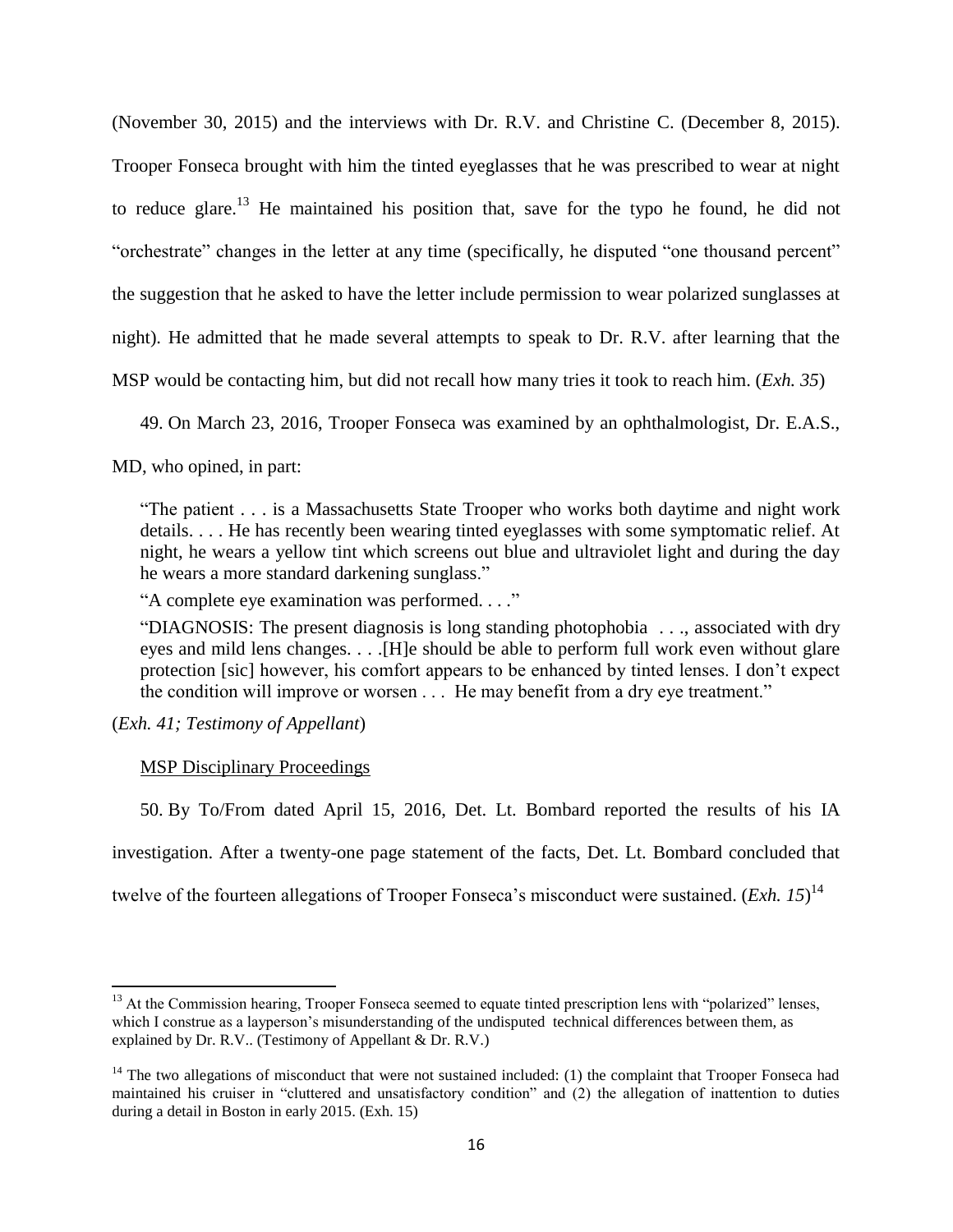(November 30, 2015) and the interviews with Dr. R.V. and Christine C. (December 8, 2015). Trooper Fonseca brought with him the tinted eyeglasses that he was prescribed to wear at night to reduce glare.[13] He maintained his position that, save for the typo he found, he did not "orchestrate" changes in the letter at any time (specifically, he disputed "one thousand percent" the suggestion that he asked to have the letter include permission to wear polarized sunglasses at night). He admitted that he made several attempts to speak to Dr. R.V. after learning that the MSP would be contacting him, but did not recall how many tries it took to reach him. (*Exh. 35*)

49. On March 23, 2016, Trooper Fonseca was examined by an ophthalmologist, Dr. E.A.S., MD, who opined, in part:

> "The patient . . . is a Massachusetts State Trooper who works both daytime and night work details. . . . He has recently been wearing tinted eyeglasses with some symptomatic relief. At night, he wears a yellow tint which screens out blue and ultraviolet light and during the day he wears a more standard darkening sunglass."
>
> "A complete eye examination was performed. . . ."
>
> "DIAGNOSIS: The present diagnosis is long standing photophobia . . ., associated with dry eyes and mild lens changes. . . .[H]e should be able to perform full work even without glare protection [sic] however, his comfort appears to be enhanced by tinted lenses. I don't expect the condition will improve or worsen . . . He may benefit from a dry eye treatment."

(*Exh. 41; Testimony of Appellant*)

MSP Disciplinary Proceedings

50. By To/From dated April 15, 2016, Det. Lt. Bombard reported the results of his IA investigation. After a twenty-one page statement of the facts, Det. Lt. Bombard concluded that twelve of the fourteen allegations of Trooper Fonseca's misconduct were sustained. (*Exh. 15*)[14]

---

[13] At the Commission hearing, Trooper Fonseca seemed to equate tinted prescription lens with "polarized" lenses, which I construe as a layperson's misunderstanding of the undisputed technical differences between them, as explained by Dr. R.V.. (Testimony of Appellant & Dr. R.V.)

[14] The two allegations of misconduct that were not sustained included: (1) the complaint that Trooper Fonseca had maintained his cruiser in "cluttered and unsatisfactory condition" and (2) the allegation of inattention to duties during a detail in Boston in early 2015. (Exh. 15)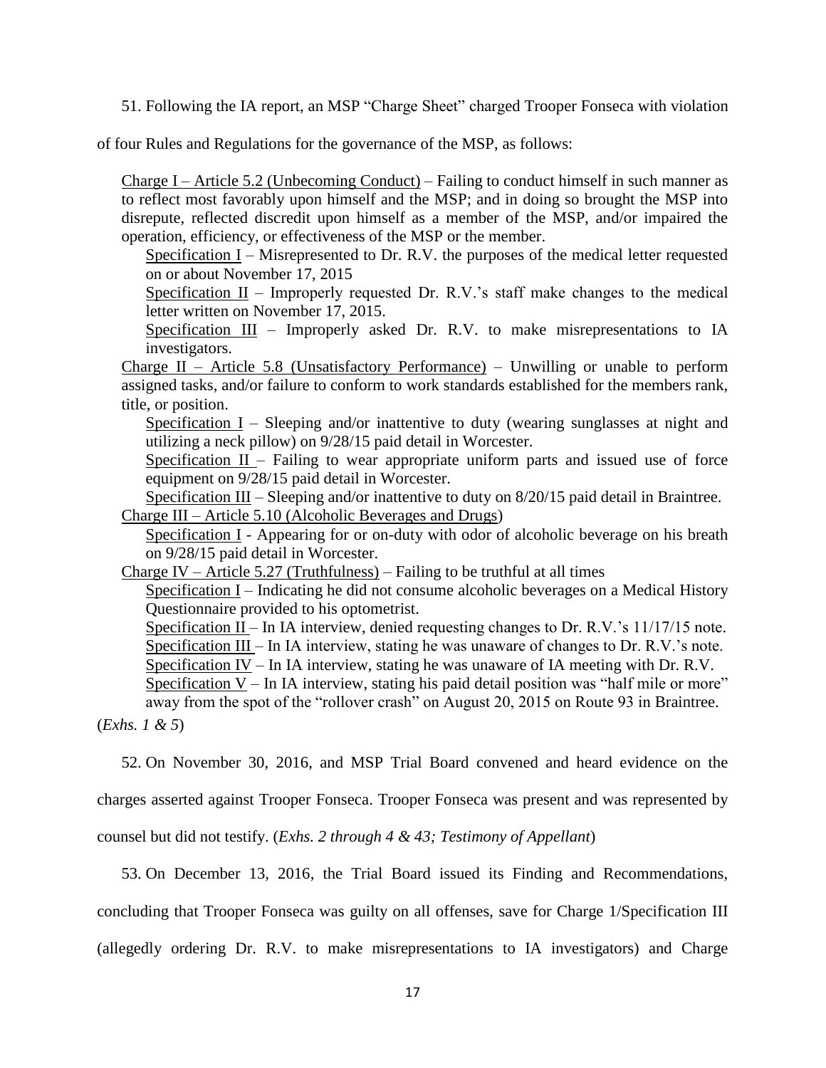51. Following the IA report, an MSP "Charge Sheet" charged Trooper Fonseca with violation of four Rules and Regulations for the governance of the MSP, as follows:

> <u>Charge I – Article 5.2 (Unbecoming Conduct)</u> – Failing to conduct himself in such manner as to reflect most favorably upon himself and the MSP; and in doing so brought the MSP into disrepute, reflected discredit upon himself as a member of the MSP, and/or impaired the operation, efficiency, or effectiveness of the MSP or the member.
>
> <u>Specification I</u> – Misrepresented to Dr. R.V. the purposes of the medical letter requested on or about November 17, 2015
>
> <u>Specification II</u> – Improperly requested Dr. R.V.'s staff make changes to the medical letter written on November 17, 2015.
>
> <u>Specification III</u> – Improperly asked Dr. R.V. to make misrepresentations to IA investigators.
>
> <u>Charge II – Article 5.8 (Unsatisfactory Performance)</u> – Unwilling or unable to perform assigned tasks, and/or failure to conform to work standards established for the members rank, title, or position.
>
> <u>Specification I</u> – Sleeping and/or inattentive to duty (wearing sunglasses at night and utilizing a neck pillow) on 9/28/15 paid detail in Worcester.
>
> <u>Specification II</u> – Failing to wear appropriate uniform parts and issued use of force equipment on 9/28/15 paid detail in Worcester.
>
> <u>Specification III</u> – Sleeping and/or inattentive to duty on 8/20/15 paid detail in Braintree.
>
> <u>Charge III – Article 5.10 (Alcoholic Beverages and Drugs</u>)
>
> <u>Specification I</u> - Appearing for or on-duty with odor of alcoholic beverage on his breath on 9/28/15 paid detail in Worcester.
>
> <u>Charge IV – Article 5.27 (Truthfulness)</u> – Failing to be truthful at all times
>
> <u>Specification I</u> – Indicating he did not consume alcoholic beverages on a Medical History Questionnaire provided to his optometrist.
>
> <u>Specification II</u> – In IA interview, denied requesting changes to Dr. R.V.'s 11/17/15 note.
>
> <u>Specification III</u> – In IA interview, stating he was unaware of changes to Dr. R.V.'s note.
>
> <u>Specification IV</u> – In IA interview, stating he was unaware of IA meeting with Dr. R.V.
>
> <u>Specification V</u> – In IA interview, stating his paid detail position was "half mile or more" away from the spot of the "rollover crash" on August 20, 2015 on Route 93 in Braintree.

(*Exhs. 1 & 5*)

52. On November 30, 2016, and MSP Trial Board convened and heard evidence on the charges asserted against Trooper Fonseca. Trooper Fonseca was present and was represented by counsel but did not testify. (*Exhs. 2 through 4 & 43; Testimony of Appellant*)

53. On December 13, 2016, the Trial Board issued its Finding and Recommendations, concluding that Trooper Fonseca was guilty on all offenses, save for Charge 1/Specification III (allegedly ordering Dr. R.V. to make misrepresentations to IA investigators) and Charge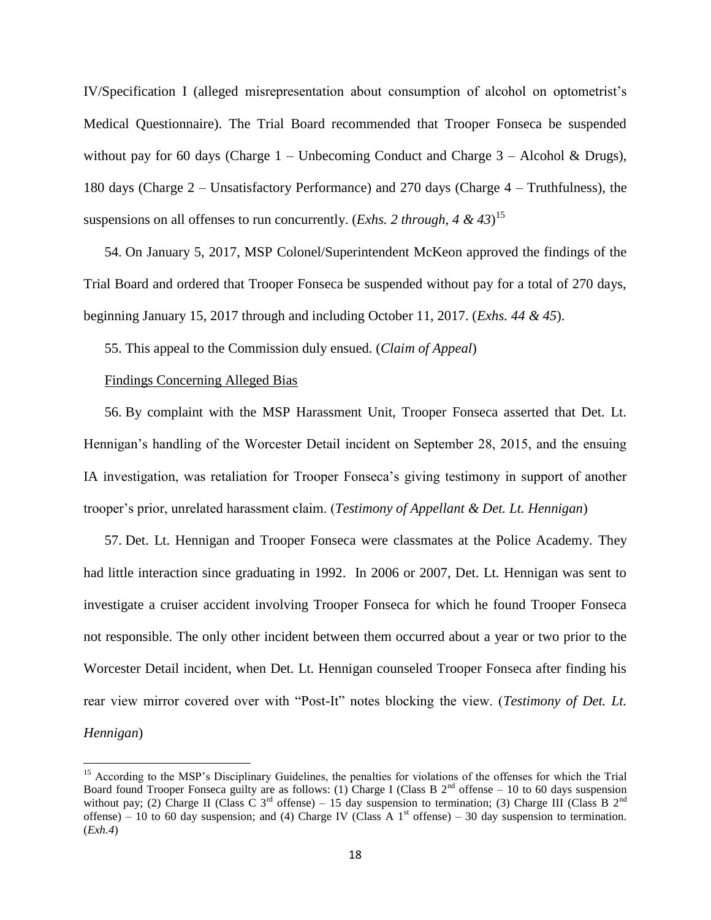IV/Specification I (alleged misrepresentation about consumption of alcohol on optometrist's Medical Questionnaire). The Trial Board recommended that Trooper Fonseca be suspended without pay for 60 days (Charge 1 – Unbecoming Conduct and Charge 3 – Alcohol & Drugs), 180 days (Charge 2 – Unsatisfactory Performance) and 270 days (Charge 4 – Truthfulness), the suspensions on all offenses to run concurrently. (*Exhs. 2 through, 4 & 43*)[15]

54. On January 5, 2017, MSP Colonel/Superintendent McKeon approved the findings of the Trial Board and ordered that Trooper Fonseca be suspended without pay for a total of 270 days, beginning January 15, 2017 through and including October 11, 2017. (*Exhs. 44 & 45*).

55. This appeal to the Commission duly ensued. (*Claim of Appeal*)

<u>Findings Concerning Alleged Bias</u>

56. By complaint with the MSP Harassment Unit, Trooper Fonseca asserted that Det. Lt. Hennigan's handling of the Worcester Detail incident on September 28, 2015, and the ensuing IA investigation, was retaliation for Trooper Fonseca's giving testimony in support of another trooper's prior, unrelated harassment claim. (*Testimony of Appellant & Det. Lt. Hennigan*)

57. Det. Lt. Hennigan and Trooper Fonseca were classmates at the Police Academy. They had little interaction since graduating in 1992. In 2006 or 2007, Det. Lt. Hennigan was sent to investigate a cruiser accident involving Trooper Fonseca for which he found Trooper Fonseca not responsible. The only other incident between them occurred about a year or two prior to the Worcester Detail incident, when Det. Lt. Hennigan counseled Trooper Fonseca after finding his rear view mirror covered over with "Post-It" notes blocking the view. (*Testimony of Det. Lt. Hennigan*)

---

[15] According to the MSP's Disciplinary Guidelines, the penalties for violations of the offenses for which the Trial Board found Trooper Fonseca guilty are as follows: (1) Charge I (Class B 2nd offense – 10 to 60 days suspension without pay; (2) Charge II (Class C 3rd offense) – 15 day suspension to termination; (3) Charge III (Class B 2nd offense) – 10 to 60 day suspension; and (4) Charge IV (Class A 1st offense) – 30 day suspension to termination. (*Exh.4*)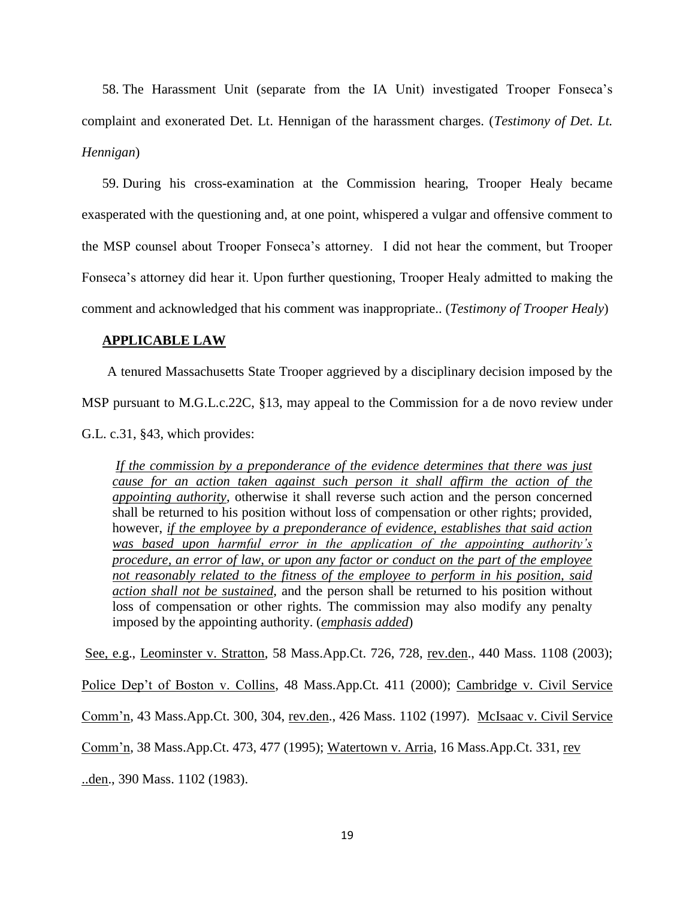58. The Harassment Unit (separate from the IA Unit) investigated Trooper Fonseca's complaint and exonerated Det. Lt. Hennigan of the harassment charges. (*Testimony of Det. Lt. Hennigan*)

59. During his cross-examination at the Commission hearing, Trooper Healy became exasperated with the questioning and, at one point, whispered a vulgar and offensive comment to the MSP counsel about Trooper Fonseca's attorney. I did not hear the comment, but Trooper Fonseca's attorney did hear it. Upon further questioning, Trooper Healy admitted to making the comment and acknowledged that his comment was inappropriate.. (*Testimony of Trooper Healy*)

**APPLICABLE LAW**

A tenured Massachusetts State Trooper aggrieved by a disciplinary decision imposed by the MSP pursuant to M.G.L.c.22C, §13, may appeal to the Commission for a de novo review under G.L. c.31, §43, which provides:

> *If the commission by a preponderance of the evidence determines that there was just cause for an action taken against such person it shall affirm the action of the appointing authority*, otherwise it shall reverse such action and the person concerned shall be returned to his position without loss of compensation or other rights; provided, however, *if the employee by a preponderance of evidence, establishes that said action was based upon harmful error in the application of the appointing authority's procedure, an error of law, or upon any factor or conduct on the part of the employee not reasonably related to the fitness of the employee to perform in his position, said action shall not be sustained*, and the person shall be returned to his position without loss of compensation or other rights. The commission may also modify any penalty imposed by the appointing authority. (*emphasis added*)

See, e.g., Leominster v. Stratton, 58 Mass.App.Ct. 726, 728, rev.den., 440 Mass. 1108 (2003); Police Dep't of Boston v. Collins, 48 Mass.App.Ct. 411 (2000); Cambridge v. Civil Service Comm'n, 43 Mass.App.Ct. 300, 304, rev.den., 426 Mass. 1102 (1997). McIsaac v. Civil Service Comm'n, 38 Mass.App.Ct. 473, 477 (1995); Watertown v. Arria, 16 Mass.App.Ct. 331, rev ..den., 390 Mass. 1102 (1983).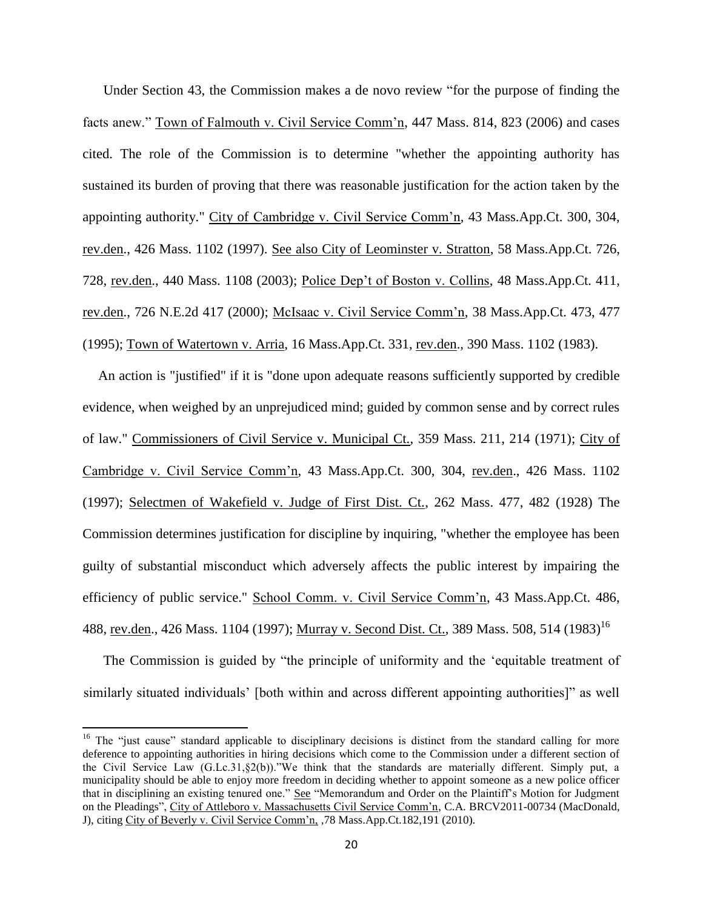Under Section 43, the Commission makes a de novo review "for the purpose of finding the facts anew." Town of Falmouth v. Civil Service Comm'n, 447 Mass. 814, 823 (2006) and cases cited. The role of the Commission is to determine "whether the appointing authority has sustained its burden of proving that there was reasonable justification for the action taken by the appointing authority." City of Cambridge v. Civil Service Comm'n, 43 Mass.App.Ct. 300, 304, rev.den., 426 Mass. 1102 (1997). See also City of Leominster v. Stratton, 58 Mass.App.Ct. 726, 728, rev.den., 440 Mass. 1108 (2003); Police Dep't of Boston v. Collins, 48 Mass.App.Ct. 411, rev.den., 726 N.E.2d 417 (2000); McIsaac v. Civil Service Comm'n, 38 Mass.App.Ct. 473, 477 (1995); Town of Watertown v. Arria, 16 Mass.App.Ct. 331, rev.den., 390 Mass. 1102 (1983).

An action is "justified" if it is "done upon adequate reasons sufficiently supported by credible evidence, when weighed by an unprejudiced mind; guided by common sense and by correct rules of law." Commissioners of Civil Service v. Municipal Ct., 359 Mass. 211, 214 (1971); City of Cambridge v. Civil Service Comm'n, 43 Mass.App.Ct. 300, 304, rev.den., 426 Mass. 1102 (1997); Selectmen of Wakefield v. Judge of First Dist. Ct., 262 Mass. 477, 482 (1928) The Commission determines justification for discipline by inquiring, "whether the employee has been guilty of substantial misconduct which adversely affects the public interest by impairing the efficiency of public service." School Comm. v. Civil Service Comm'n, 43 Mass.App.Ct. 486, 488, rev.den., 426 Mass. 1104 (1997); Murray v. Second Dist. Ct., 389 Mass. 508, 514 (1983)[16]

The Commission is guided by "the principle of uniformity and the 'equitable treatment of similarly situated individuals' [both within and across different appointing authorities]" as well

---

[16] The "just cause" standard applicable to disciplinary decisions is distinct from the standard calling for more deference to appointing authorities in hiring decisions which come to the Commission under a different section of the Civil Service Law (G.L.c.31,§2(b))."We think that the standards are materially different. Simply put, a municipality should be able to enjoy more freedom in deciding whether to appoint someone as a new police officer that in disciplining an existing tenured one." See "Memorandum and Order on the Plaintiff's Motion for Judgment on the Pleadings", City of Attleboro v. Massachusetts Civil Service Comm'n, C.A. BRCV2011-00734 (MacDonald, J), citing City of Beverly v. Civil Service Comm'n, ,78 Mass.App.Ct.182,191 (2010).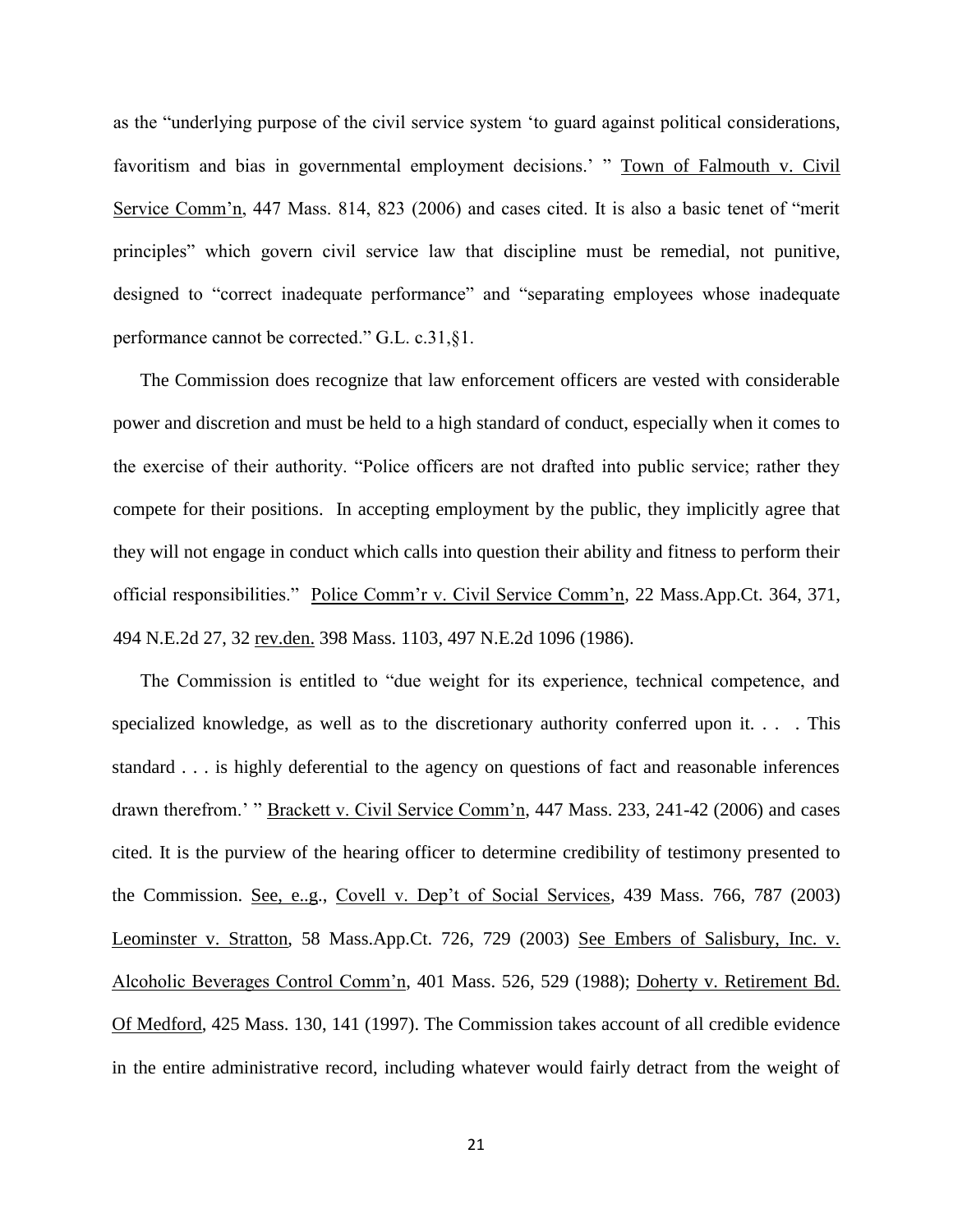as the "underlying purpose of the civil service system 'to guard against political considerations, favoritism and bias in governmental employment decisions.' " Town of Falmouth v. Civil Service Comm'n, 447 Mass. 814, 823 (2006) and cases cited. It is also a basic tenet of "merit principles" which govern civil service law that discipline must be remedial, not punitive, designed to "correct inadequate performance" and "separating employees whose inadequate performance cannot be corrected." G.L. c.31,§1.

The Commission does recognize that law enforcement officers are vested with considerable power and discretion and must be held to a high standard of conduct, especially when it comes to the exercise of their authority. "Police officers are not drafted into public service; rather they compete for their positions. In accepting employment by the public, they implicitly agree that they will not engage in conduct which calls into question their ability and fitness to perform their official responsibilities." Police Comm'r v. Civil Service Comm'n, 22 Mass.App.Ct. 364, 371, 494 N.E.2d 27, 32 rev.den. 398 Mass. 1103, 497 N.E.2d 1096 (1986).

The Commission is entitled to "due weight for its experience, technical competence, and specialized knowledge, as well as to the discretionary authority conferred upon it. . . . This standard . . . is highly deferential to the agency on questions of fact and reasonable inferences drawn therefrom.' " Brackett v. Civil Service Comm'n, 447 Mass. 233, 241-42 (2006) and cases cited. It is the purview of the hearing officer to determine credibility of testimony presented to the Commission. See, e..g., Covell v. Dep't of Social Services, 439 Mass. 766, 787 (2003) Leominster v. Stratton, 58 Mass.App.Ct. 726, 729 (2003) See Embers of Salisbury, Inc. v. Alcoholic Beverages Control Comm'n, 401 Mass. 526, 529 (1988); Doherty v. Retirement Bd. Of Medford, 425 Mass. 130, 141 (1997). The Commission takes account of all credible evidence in the entire administrative record, including whatever would fairly detract from the weight of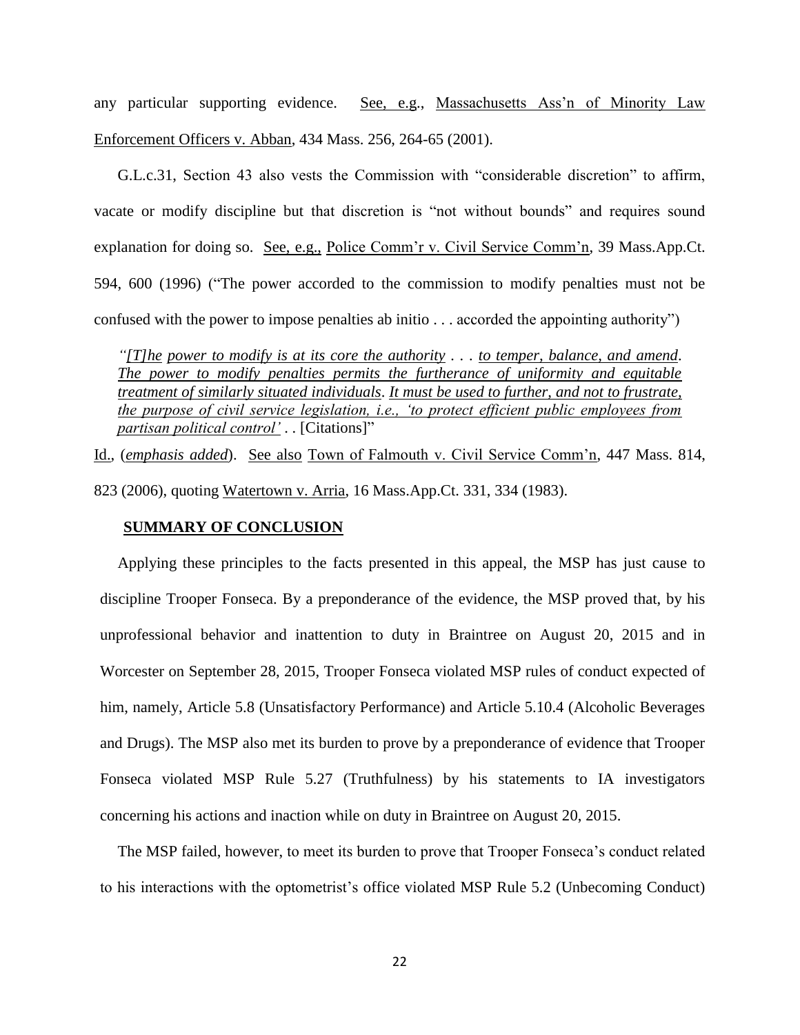any particular supporting evidence. See, e.g., Massachusetts Ass'n of Minority Law Enforcement Officers v. Abban, 434 Mass. 256, 264-65 (2001).

G.L.c.31, Section 43 also vests the Commission with "considerable discretion" to affirm, vacate or modify discipline but that discretion is "not without bounds" and requires sound explanation for doing so. See, e.g., Police Comm'r v. Civil Service Comm'n, 39 Mass.App.Ct. 594, 600 (1996) ("The power accorded to the commission to modify penalties must not be confused with the power to impose penalties ab initio . . . accorded the appointing authority")

> *"[T]he power to modify is at its core the authority . . . to temper, balance, and amend. The power to modify penalties permits the furtherance of uniformity and equitable treatment of similarly situated individuals. It must be used to further, and not to frustrate, the purpose of civil service legislation, i.e., 'to protect efficient public employees from partisan political control'* . . [Citations]"

Id., (*emphasis added*). See also Town of Falmouth v. Civil Service Comm'n, 447 Mass. 814, 823 (2006), quoting Watertown v. Arria, 16 Mass.App.Ct. 331, 334 (1983).

**SUMMARY OF CONCLUSION**

Applying these principles to the facts presented in this appeal, the MSP has just cause to discipline Trooper Fonseca. By a preponderance of the evidence, the MSP proved that, by his unprofessional behavior and inattention to duty in Braintree on August 20, 2015 and in Worcester on September 28, 2015, Trooper Fonseca violated MSP rules of conduct expected of him, namely, Article 5.8 (Unsatisfactory Performance) and Article 5.10.4 (Alcoholic Beverages and Drugs). The MSP also met its burden to prove by a preponderance of evidence that Trooper Fonseca violated MSP Rule 5.27 (Truthfulness) by his statements to IA investigators concerning his actions and inaction while on duty in Braintree on August 20, 2015.

The MSP failed, however, to meet its burden to prove that Trooper Fonseca's conduct related to his interactions with the optometrist's office violated MSP Rule 5.2 (Unbecoming Conduct)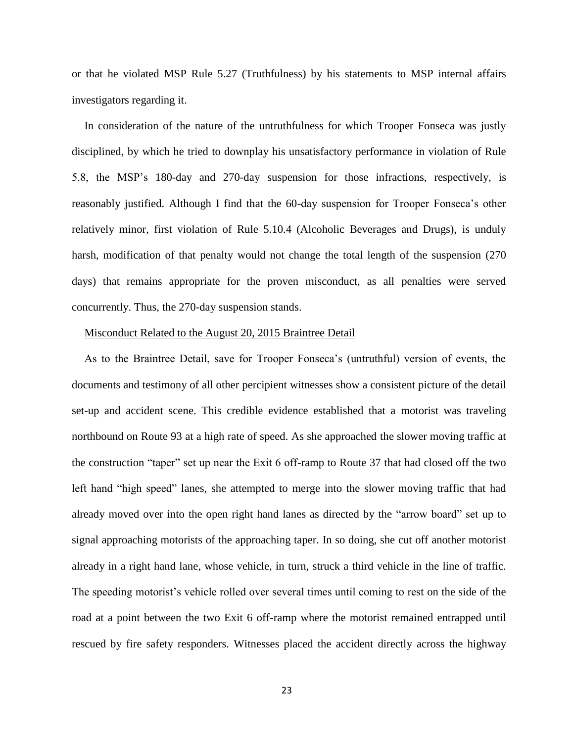or that he violated MSP Rule 5.27 (Truthfulness) by his statements to MSP internal affairs investigators regarding it.

In consideration of the nature of the untruthfulness for which Trooper Fonseca was justly disciplined, by which he tried to downplay his unsatisfactory performance in violation of Rule 5.8, the MSP's 180-day and 270-day suspension for those infractions, respectively, is reasonably justified. Although I find that the 60-day suspension for Trooper Fonseca's other relatively minor, first violation of Rule 5.10.4 (Alcoholic Beverages and Drugs), is unduly harsh, modification of that penalty would not change the total length of the suspension (270 days) that remains appropriate for the proven misconduct, as all penalties were served concurrently. Thus, the 270-day suspension stands.

<u>Misconduct Related to the August 20, 2015 Braintree Detail</u>

As to the Braintree Detail, save for Trooper Fonseca's (untruthful) version of events, the documents and testimony of all other percipient witnesses show a consistent picture of the detail set-up and accident scene. This credible evidence established that a motorist was traveling northbound on Route 93 at a high rate of speed. As she approached the slower moving traffic at the construction "taper" set up near the Exit 6 off-ramp to Route 37 that had closed off the two left hand "high speed" lanes, she attempted to merge into the slower moving traffic that had already moved over into the open right hand lanes as directed by the "arrow board" set up to signal approaching motorists of the approaching taper. In so doing, she cut off another motorist already in a right hand lane, whose vehicle, in turn, struck a third vehicle in the line of traffic. The speeding motorist's vehicle rolled over several times until coming to rest on the side of the road at a point between the two Exit 6 off-ramp where the motorist remained entrapped until rescued by fire safety responders. Witnesses placed the accident directly across the highway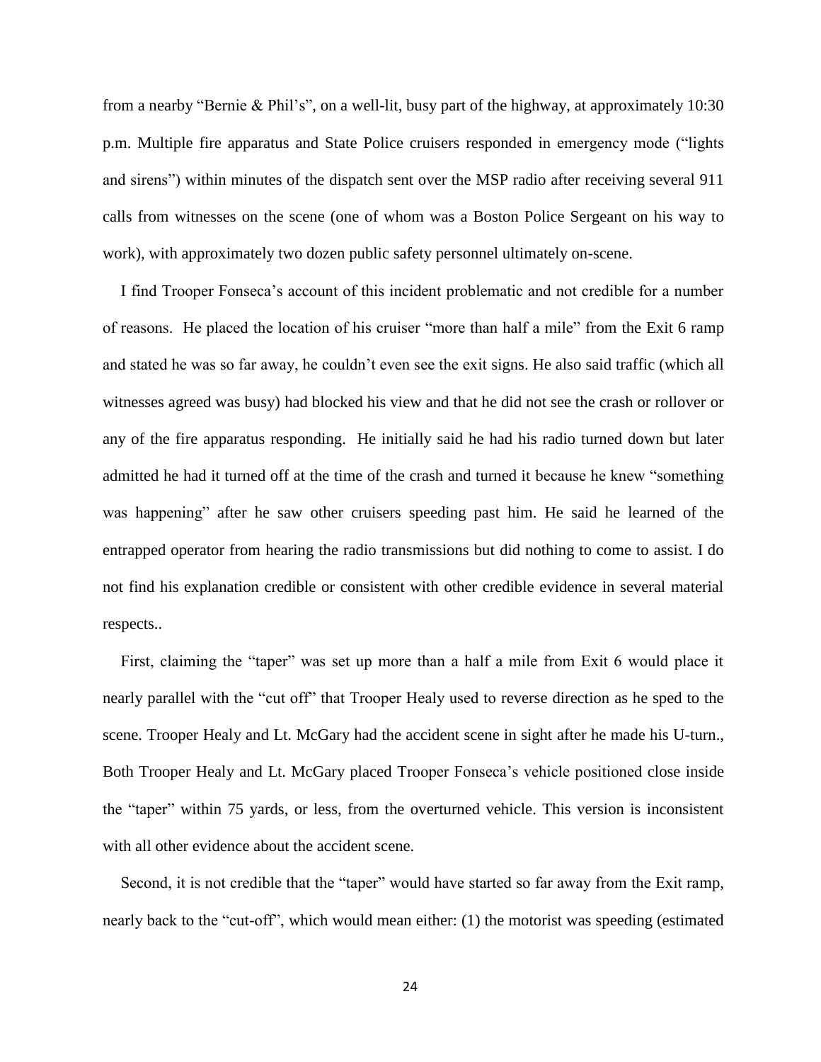from a nearby "Bernie & Phil's", on a well-lit, busy part of the highway, at approximately 10:30 p.m. Multiple fire apparatus and State Police cruisers responded in emergency mode ("lights and sirens") within minutes of the dispatch sent over the MSP radio after receiving several 911 calls from witnesses on the scene (one of whom was a Boston Police Sergeant on his way to work), with approximately two dozen public safety personnel ultimately on-scene.

I find Trooper Fonseca's account of this incident problematic and not credible for a number of reasons. He placed the location of his cruiser "more than half a mile" from the Exit 6 ramp and stated he was so far away, he couldn't even see the exit signs. He also said traffic (which all witnesses agreed was busy) had blocked his view and that he did not see the crash or rollover or any of the fire apparatus responding. He initially said he had his radio turned down but later admitted he had it turned off at the time of the crash and turned it because he knew "something was happening" after he saw other cruisers speeding past him. He said he learned of the entrapped operator from hearing the radio transmissions but did nothing to come to assist. I do not find his explanation credible or consistent with other credible evidence in several material respects..

First, claiming the "taper" was set up more than a half a mile from Exit 6 would place it nearly parallel with the "cut off" that Trooper Healy used to reverse direction as he sped to the scene. Trooper Healy and Lt. McGary had the accident scene in sight after he made his U-turn., Both Trooper Healy and Lt. McGary placed Trooper Fonseca's vehicle positioned close inside the "taper" within 75 yards, or less, from the overturned vehicle. This version is inconsistent with all other evidence about the accident scene.

Second, it is not credible that the "taper" would have started so far away from the Exit ramp, nearly back to the "cut-off", which would mean either: (1) the motorist was speeding (estimated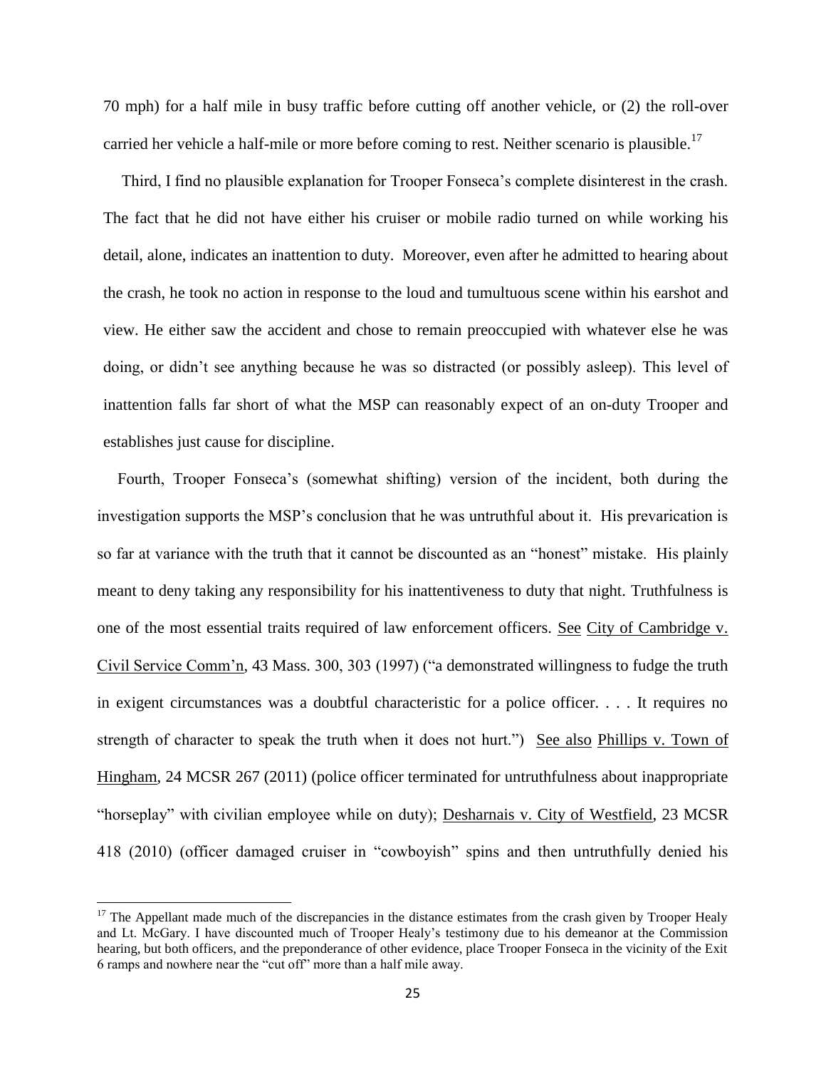70 mph) for a half mile in busy traffic before cutting off another vehicle, or (2) the roll-over carried her vehicle a half-mile or more before coming to rest. Neither scenario is plausible.[17]

Third, I find no plausible explanation for Trooper Fonseca's complete disinterest in the crash. The fact that he did not have either his cruiser or mobile radio turned on while working his detail, alone, indicates an inattention to duty. Moreover, even after he admitted to hearing about the crash, he took no action in response to the loud and tumultuous scene within his earshot and view. He either saw the accident and chose to remain preoccupied with whatever else he was doing, or didn't see anything because he was so distracted (or possibly asleep). This level of inattention falls far short of what the MSP can reasonably expect of an on-duty Trooper and establishes just cause for discipline.

Fourth, Trooper Fonseca's (somewhat shifting) version of the incident, both during the investigation supports the MSP's conclusion that he was untruthful about it. His prevarication is so far at variance with the truth that it cannot be discounted as an "honest" mistake. His plainly meant to deny taking any responsibility for his inattentiveness to duty that night. Truthfulness is one of the most essential traits required of law enforcement officers. See City of Cambridge v. Civil Service Comm'n, 43 Mass. 300, 303 (1997) ("a demonstrated willingness to fudge the truth in exigent circumstances was a doubtful characteristic for a police officer. . . . It requires no strength of character to speak the truth when it does not hurt.") See also Phillips v. Town of Hingham, 24 MCSR 267 (2011) (police officer terminated for untruthfulness about inappropriate "horseplay" with civilian employee while on duty); Desharnais v. City of Westfield, 23 MCSR 418 (2010) (officer damaged cruiser in "cowboyish" spins and then untruthfully denied his

[17] The Appellant made much of the discrepancies in the distance estimates from the crash given by Trooper Healy and Lt. McGary. I have discounted much of Trooper Healy's testimony due to his demeanor at the Commission hearing, but both officers, and the preponderance of other evidence, place Trooper Fonseca in the vicinity of the Exit 6 ramps and nowhere near the "cut off" more than a half mile away.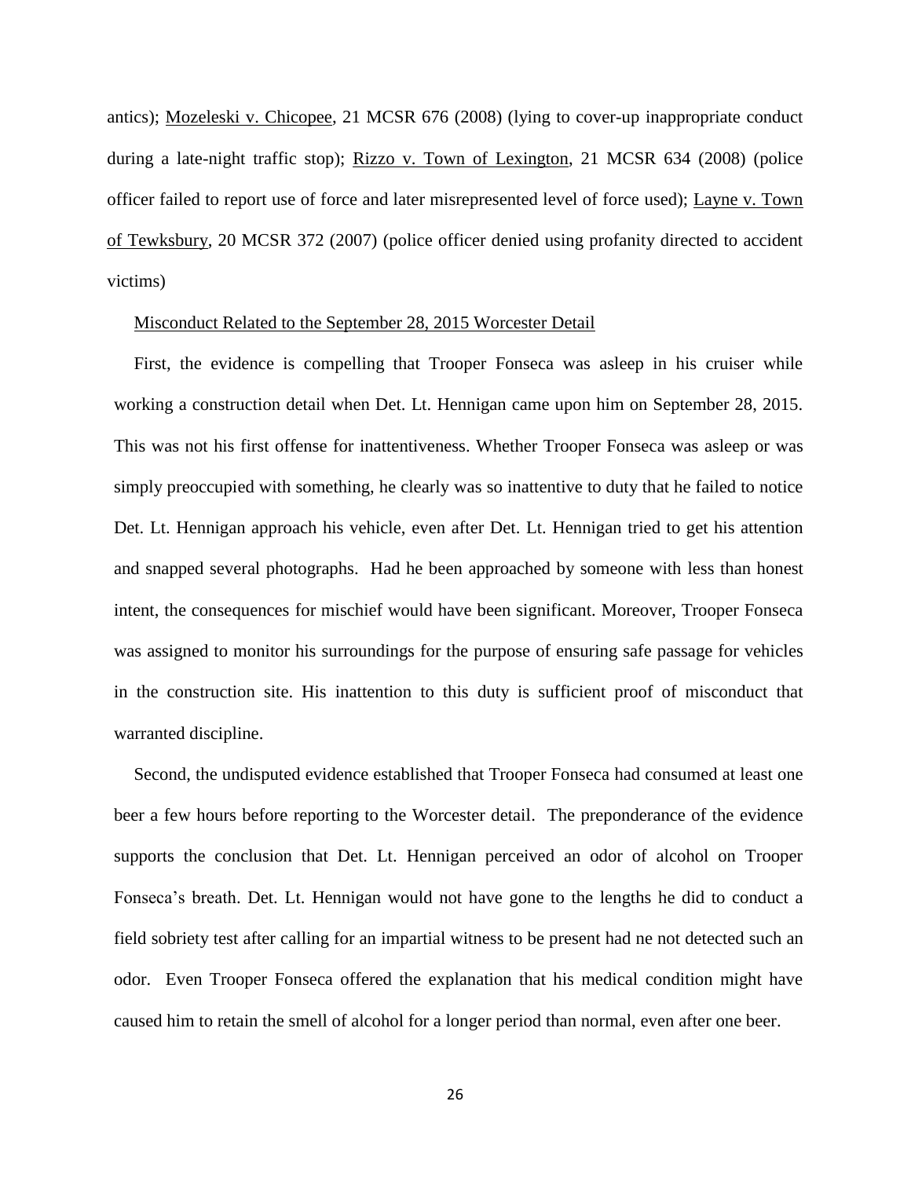antics); <u>Mozeleski v. Chicopee</u>, 21 MCSR 676 (2008) (lying to cover-up inappropriate conduct during a late-night traffic stop); <u>Rizzo v. Town of Lexington</u>, 21 MCSR 634 (2008) (police officer failed to report use of force and later misrepresented level of force used); <u>Layne v. Town of Tewksbury</u>, 20 MCSR 372 (2007) (police officer denied using profanity directed to accident victims)

<u>Misconduct Related to the September 28, 2015 Worcester Detail</u>

First, the evidence is compelling that Trooper Fonseca was asleep in his cruiser while working a construction detail when Det. Lt. Hennigan came upon him on September 28, 2015. This was not his first offense for inattentiveness. Whether Trooper Fonseca was asleep or was simply preoccupied with something, he clearly was so inattentive to duty that he failed to notice Det. Lt. Hennigan approach his vehicle, even after Det. Lt. Hennigan tried to get his attention and snapped several photographs. Had he been approached by someone with less than honest intent, the consequences for mischief would have been significant. Moreover, Trooper Fonseca was assigned to monitor his surroundings for the purpose of ensuring safe passage for vehicles in the construction site. His inattention to this duty is sufficient proof of misconduct that warranted discipline.

Second, the undisputed evidence established that Trooper Fonseca had consumed at least one beer a few hours before reporting to the Worcester detail. The preponderance of the evidence supports the conclusion that Det. Lt. Hennigan perceived an odor of alcohol on Trooper Fonseca's breath. Det. Lt. Hennigan would not have gone to the lengths he did to conduct a field sobriety test after calling for an impartial witness to be present had ne not detected such an odor. Even Trooper Fonseca offered the explanation that his medical condition might have caused him to retain the smell of alcohol for a longer period than normal, even after one beer.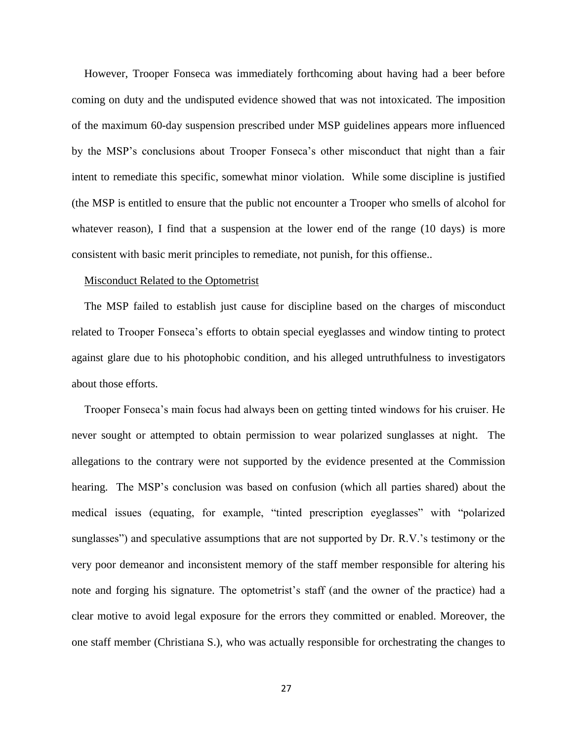However, Trooper Fonseca was immediately forthcoming about having had a beer before coming on duty and the undisputed evidence showed that was not intoxicated. The imposition of the maximum 60-day suspension prescribed under MSP guidelines appears more influenced by the MSP's conclusions about Trooper Fonseca's other misconduct that night than a fair intent to remediate this specific, somewhat minor violation. While some discipline is justified (the MSP is entitled to ensure that the public not encounter a Trooper who smells of alcohol for whatever reason), I find that a suspension at the lower end of the range (10 days) is more consistent with basic merit principles to remediate, not punish, for this offense..

<u>Misconduct Related to the Optometrist</u>

The MSP failed to establish just cause for discipline based on the charges of misconduct related to Trooper Fonseca's efforts to obtain special eyeglasses and window tinting to protect against glare due to his photophobic condition, and his alleged untruthfulness to investigators about those efforts.

Trooper Fonseca's main focus had always been on getting tinted windows for his cruiser. He never sought or attempted to obtain permission to wear polarized sunglasses at night. The allegations to the contrary were not supported by the evidence presented at the Commission hearing. The MSP's conclusion was based on confusion (which all parties shared) about the medical issues (equating, for example, "tinted prescription eyeglasses" with "polarized sunglasses") and speculative assumptions that are not supported by Dr. R.V.'s testimony or the very poor demeanor and inconsistent memory of the staff member responsible for altering his note and forging his signature. The optometrist's staff (and the owner of the practice) had a clear motive to avoid legal exposure for the errors they committed or enabled. Moreover, the one staff member (Christiana S.), who was actually responsible for orchestrating the changes to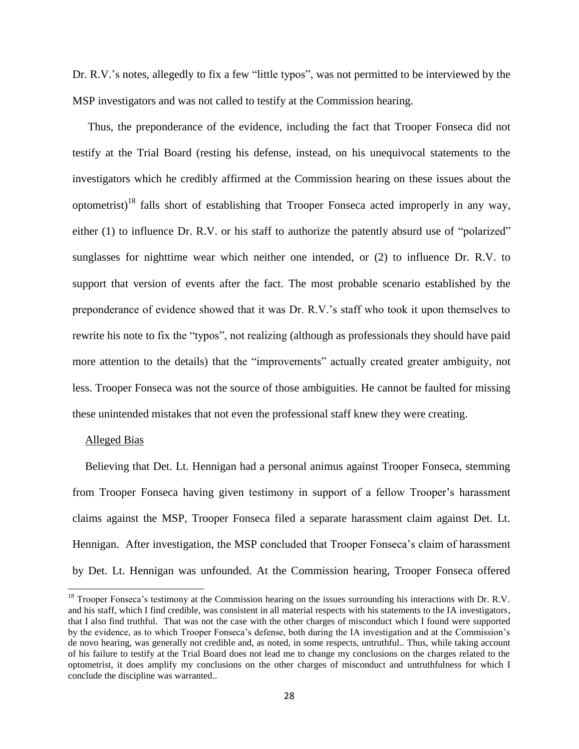Dr. R.V.'s notes, allegedly to fix a few "little typos", was not permitted to be interviewed by the MSP investigators and was not called to testify at the Commission hearing.

Thus, the preponderance of the evidence, including the fact that Trooper Fonseca did not testify at the Trial Board (resting his defense, instead, on his unequivocal statements to the investigators which he credibly affirmed at the Commission hearing on these issues about the optometrist)[18] falls short of establishing that Trooper Fonseca acted improperly in any way, either (1) to influence Dr. R.V. or his staff to authorize the patently absurd use of "polarized" sunglasses for nighttime wear which neither one intended, or (2) to influence Dr. R.V. to support that version of events after the fact. The most probable scenario established by the preponderance of evidence showed that it was Dr. R.V.'s staff who took it upon themselves to rewrite his note to fix the "typos", not realizing (although as professionals they should have paid more attention to the details) that the "improvements" actually created greater ambiguity, not less. Trooper Fonseca was not the source of those ambiguities. He cannot be faulted for missing these unintended mistakes that not even the professional staff knew they were creating.

<u>Alleged Bias</u>

Believing that Det. Lt. Hennigan had a personal animus against Trooper Fonseca, stemming from Trooper Fonseca having given testimony in support of a fellow Trooper's harassment claims against the MSP, Trooper Fonseca filed a separate harassment claim against Det. Lt. Hennigan. After investigation, the MSP concluded that Trooper Fonseca's claim of harassment by Det. Lt. Hennigan was unfounded. At the Commission hearing, Trooper Fonseca offered

---

[18] Trooper Fonseca's testimony at the Commission hearing on the issues surrounding his interactions with Dr. R.V. and his staff, which I find credible, was consistent in all material respects with his statements to the IA investigators, that I also find truthful. That was not the case with the other charges of misconduct which I found were supported by the evidence, as to which Trooper Fonseca's defense, both during the IA investigation and at the Commission's de novo hearing, was generally not credible and, as noted, in some respects, untruthful.. Thus, while taking account of his failure to testify at the Trial Board does not lead me to change my conclusions on the charges related to the optometrist, it does amplify my conclusions on the other charges of misconduct and untruthfulness for which I conclude the discipline was warranted..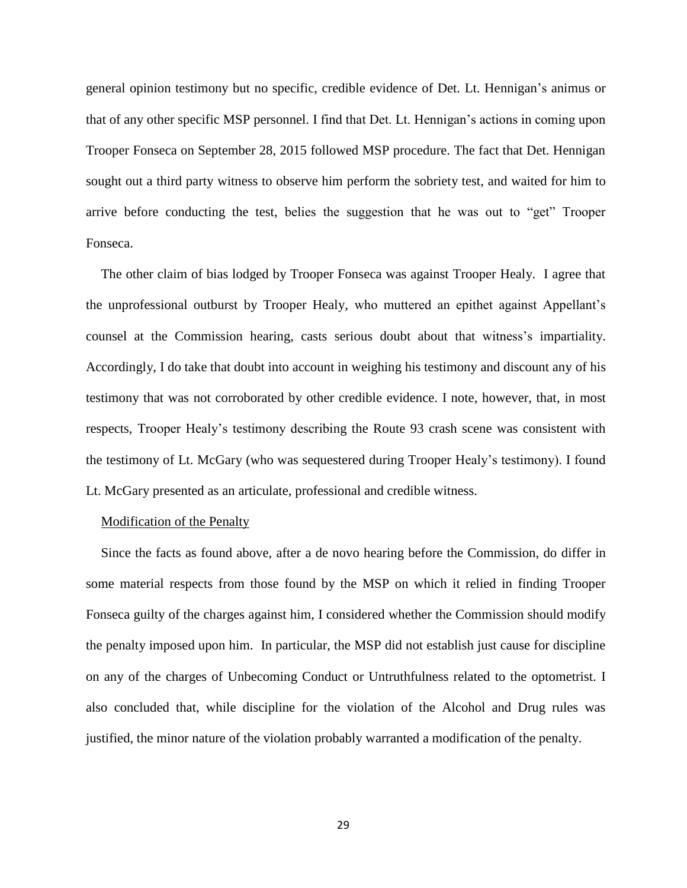general opinion testimony but no specific, credible evidence of Det. Lt. Hennigan's animus or that of any other specific MSP personnel. I find that Det. Lt. Hennigan's actions in coming upon Trooper Fonseca on September 28, 2015 followed MSP procedure. The fact that Det. Hennigan sought out a third party witness to observe him perform the sobriety test, and waited for him to arrive before conducting the test, belies the suggestion that he was out to "get" Trooper Fonseca.

The other claim of bias lodged by Trooper Fonseca was against Trooper Healy. I agree that the unprofessional outburst by Trooper Healy, who muttered an epithet against Appellant's counsel at the Commission hearing, casts serious doubt about that witness's impartiality. Accordingly, I do take that doubt into account in weighing his testimony and discount any of his testimony that was not corroborated by other credible evidence. I note, however, that, in most respects, Trooper Healy's testimony describing the Route 93 crash scene was consistent with the testimony of Lt. McGary (who was sequestered during Trooper Healy's testimony). I found Lt. McGary presented as an articulate, professional and credible witness.

<u>Modification of the Penalty</u>

Since the facts as found above, after a de novo hearing before the Commission, do differ in some material respects from those found by the MSP on which it relied in finding Trooper Fonseca guilty of the charges against him, I considered whether the Commission should modify the penalty imposed upon him. In particular, the MSP did not establish just cause for discipline on any of the charges of Unbecoming Conduct or Untruthfulness related to the optometrist. I also concluded that, while discipline for the violation of the Alcohol and Drug rules was justified, the minor nature of the violation probably warranted a modification of the penalty.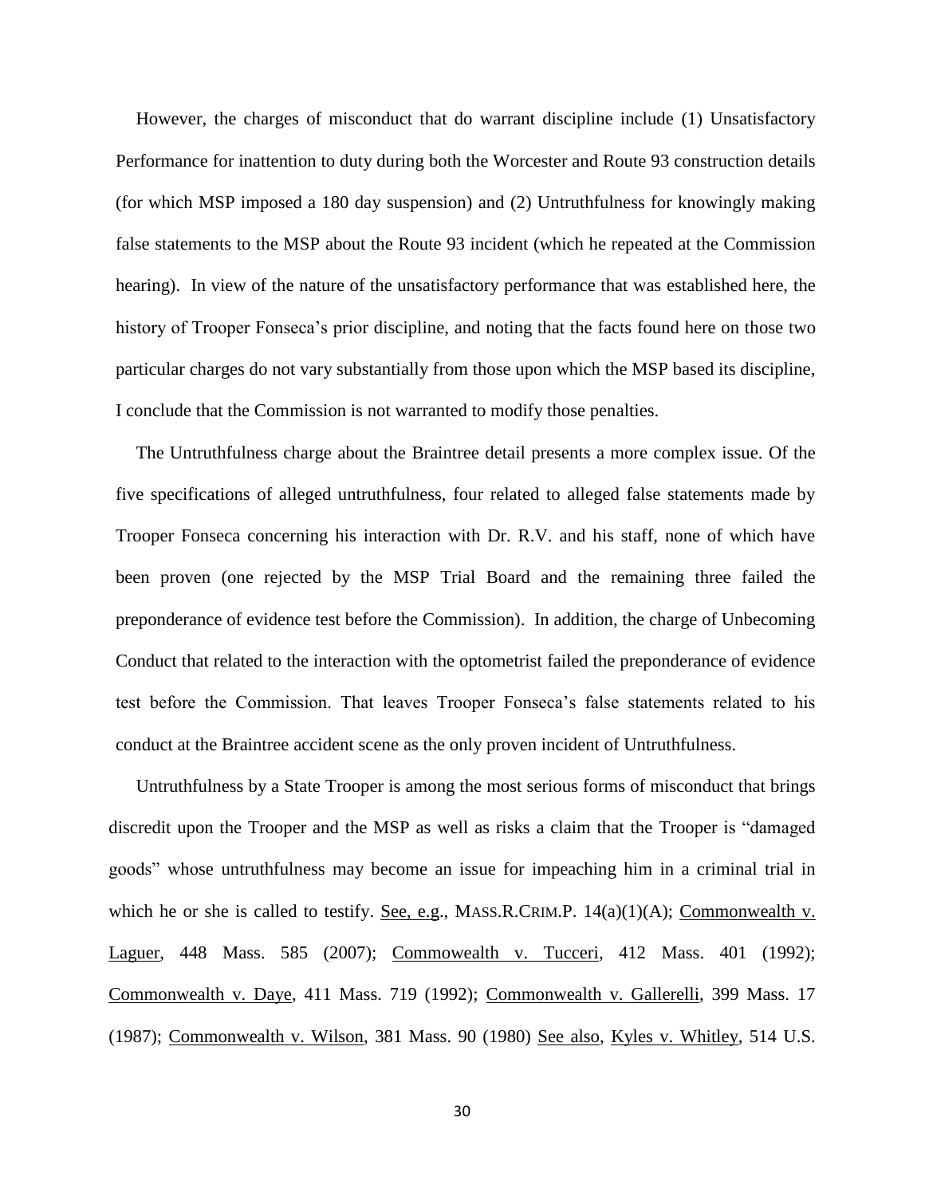However, the charges of misconduct that do warrant discipline include (1) Unsatisfactory Performance for inattention to duty during both the Worcester and Route 93 construction details (for which MSP imposed a 180 day suspension) and (2) Untruthfulness for knowingly making false statements to the MSP about the Route 93 incident (which he repeated at the Commission hearing). In view of the nature of the unsatisfactory performance that was established here, the history of Trooper Fonseca's prior discipline, and noting that the facts found here on those two particular charges do not vary substantially from those upon which the MSP based its discipline, I conclude that the Commission is not warranted to modify those penalties.

The Untruthfulness charge about the Braintree detail presents a more complex issue. Of the five specifications of alleged untruthfulness, four related to alleged false statements made by Trooper Fonseca concerning his interaction with Dr. R.V. and his staff, none of which have been proven (one rejected by the MSP Trial Board and the remaining three failed the preponderance of evidence test before the Commission). In addition, the charge of Unbecoming Conduct that related to the interaction with the optometrist failed the preponderance of evidence test before the Commission. That leaves Trooper Fonseca's false statements related to his conduct at the Braintree accident scene as the only proven incident of Untruthfulness.

Untruthfulness by a State Trooper is among the most serious forms of misconduct that brings discredit upon the Trooper and the MSP as well as risks a claim that the Trooper is "damaged goods" whose untruthfulness may become an issue for impeaching him in a criminal trial in which he or she is called to testify. See, e.g., MASS.R.CRIM.P. 14(a)(1)(A); Commonwealth v. Laguer, 448 Mass. 585 (2007); Commowealth v. Tucceri, 412 Mass. 401 (1992); Commonwealth v. Daye, 411 Mass. 719 (1992); Commonwealth v. Gallerelli, 399 Mass. 17 (1987); Commonwealth v. Wilson, 381 Mass. 90 (1980) See also, Kyles v. Whitley, 514 U.S.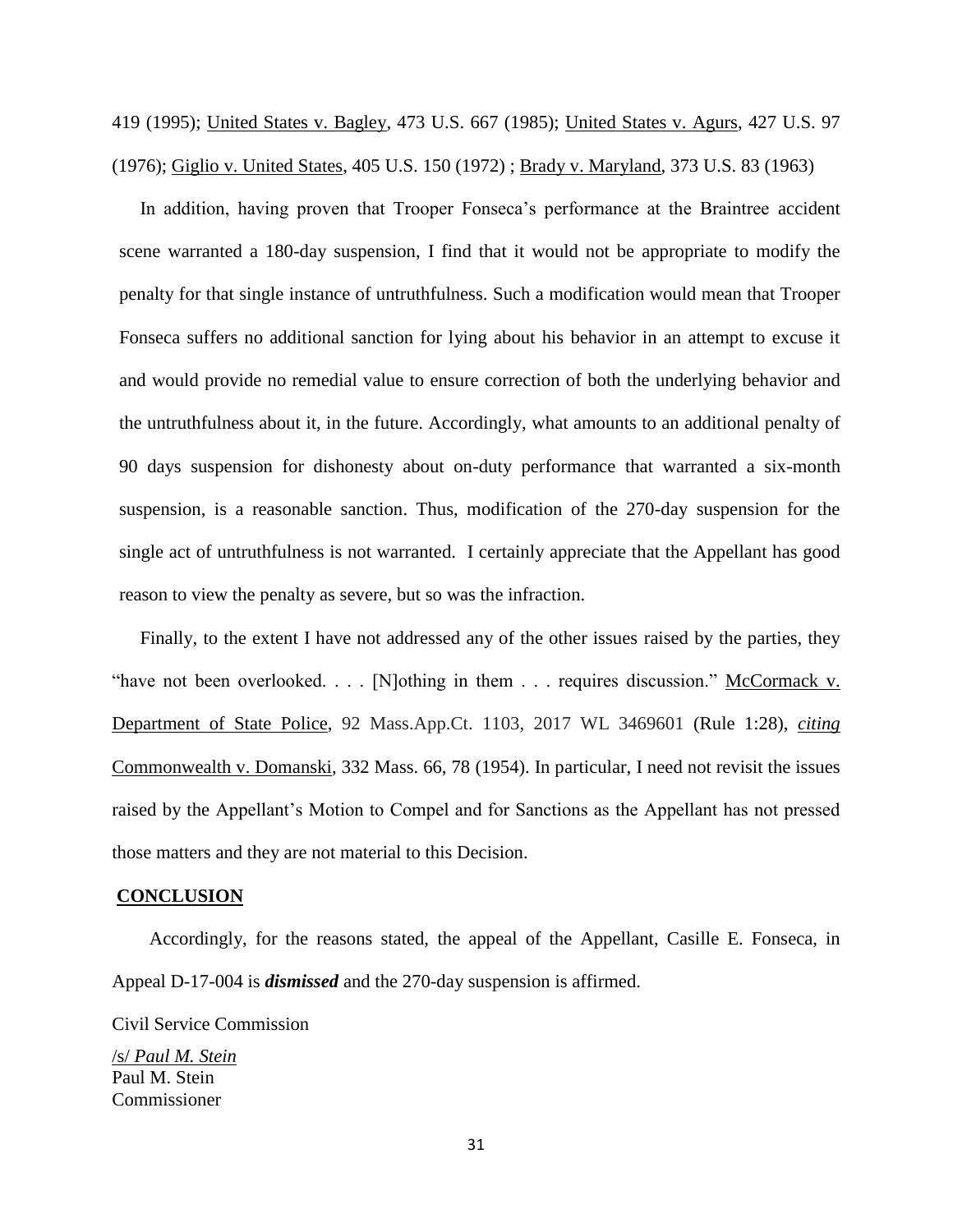419 (1995); United States v. Bagley, 473 U.S. 667 (1985); United States v. Agurs, 427 U.S. 97 (1976); Giglio v. United States, 405 U.S. 150 (1972) ; Brady v. Maryland, 373 U.S. 83 (1963)

In addition, having proven that Trooper Fonseca's performance at the Braintree accident scene warranted a 180-day suspension, I find that it would not be appropriate to modify the penalty for that single instance of untruthfulness. Such a modification would mean that Trooper Fonseca suffers no additional sanction for lying about his behavior in an attempt to excuse it and would provide no remedial value to ensure correction of both the underlying behavior and the untruthfulness about it, in the future. Accordingly, what amounts to an additional penalty of 90 days suspension for dishonesty about on-duty performance that warranted a six-month suspension, is a reasonable sanction. Thus, modification of the 270-day suspension for the single act of untruthfulness is not warranted. I certainly appreciate that the Appellant has good reason to view the penalty as severe, but so was the infraction.

Finally, to the extent I have not addressed any of the other issues raised by the parties, they "have not been overlooked. . . . [N]othing in them . . . requires discussion." McCormack v. Department of State Police, 92 Mass.App.Ct. 1103, 2017 WL 3469601 (Rule 1:28), *citing* Commonwealth v. Domanski, 332 Mass. 66, 78 (1954). In particular, I need not revisit the issues raised by the Appellant's Motion to Compel and for Sanctions as the Appellant has not pressed those matters and they are not material to this Decision.

## CONCLUSION

Accordingly, for the reasons stated, the appeal of the Appellant, Casille E. Fonseca, in Appeal D-17-004 is ***dismissed*** and the 270-day suspension is affirmed.

Civil Service Commission

/s/ *Paul M. Stein*
Paul M. Stein
Commissioner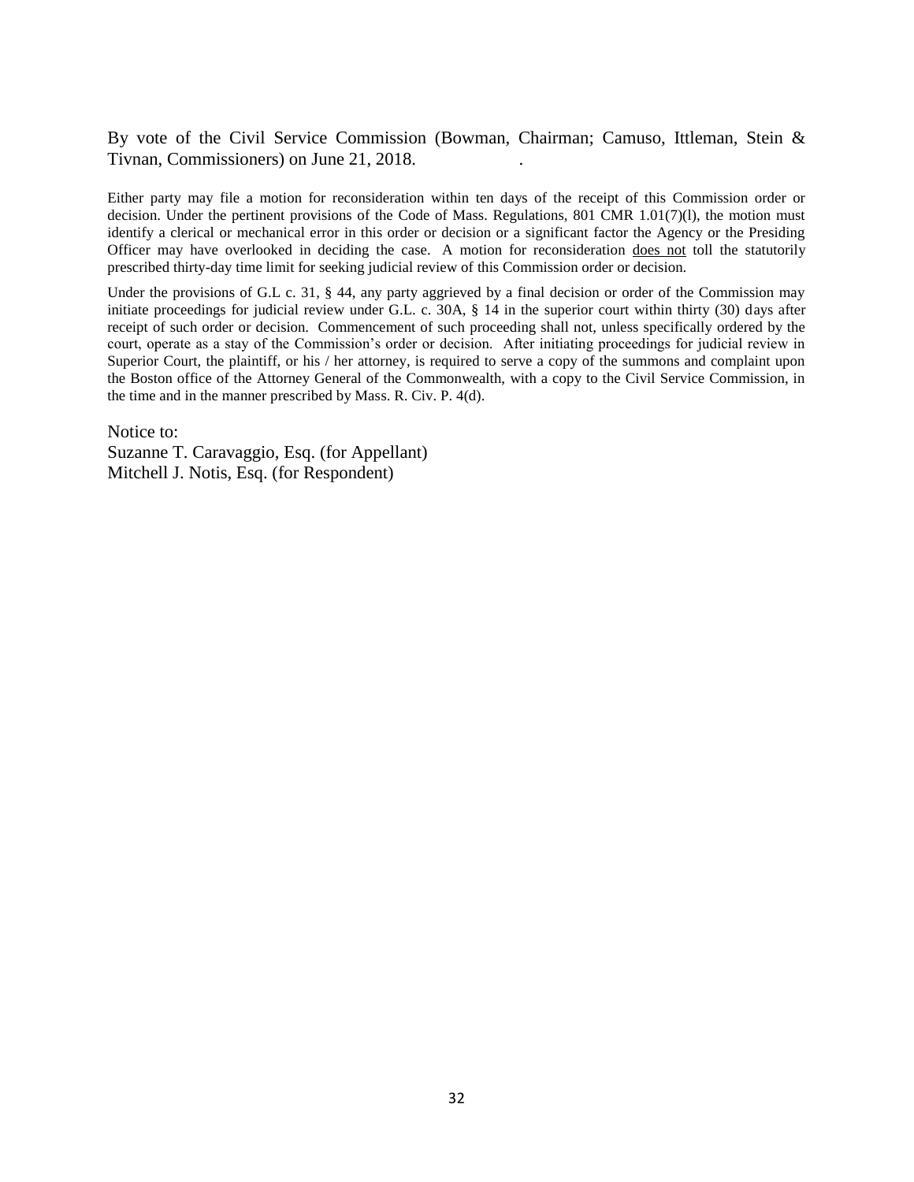By vote of the Civil Service Commission (Bowman, Chairman; Camuso, Ittleman, Stein & Tivnan, Commissioners) on June 21, 2018.

Either party may file a motion for reconsideration within ten days of the receipt of this Commission order or decision. Under the pertinent provisions of the Code of Mass. Regulations, 801 CMR 1.01(7)(l), the motion must identify a clerical or mechanical error in this order or decision or a significant factor the Agency or the Presiding Officer may have overlooked in deciding the case. A motion for reconsideration does not toll the statutorily prescribed thirty-day time limit for seeking judicial review of this Commission order or decision.

Under the provisions of G.L c. 31, § 44, any party aggrieved by a final decision or order of the Commission may initiate proceedings for judicial review under G.L. c. 30A, § 14 in the superior court within thirty (30) days after receipt of such order or decision. Commencement of such proceeding shall not, unless specifically ordered by the court, operate as a stay of the Commission's order or decision. After initiating proceedings for judicial review in Superior Court, the plaintiff, or his / her attorney, is required to serve a copy of the summons and complaint upon the Boston office of the Attorney General of the Commonwealth, with a copy to the Civil Service Commission, in the time and in the manner prescribed by Mass. R. Civ. P. 4(d).

Notice to:
Suzanne T. Caravaggio, Esq. (for Appellant)
Mitchell J. Notis, Esq. (for Respondent)